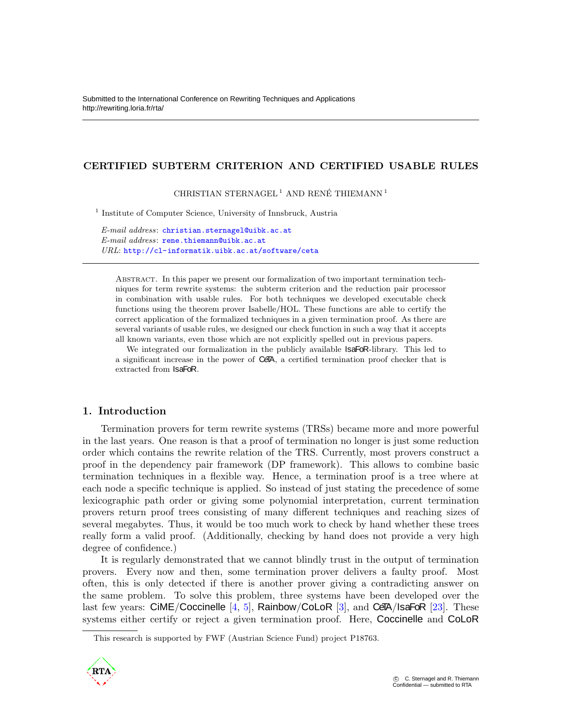Submitted to the International Conference on Rewriting Techniques and Applications
http://rewriting.loria.fr/rta/

# CERTIFIED SUBTERM CRITERION AND CERTIFIED USABLE RULES

CHRISTIAN STERNAGEL [1] AND RENÉ THIEMANN [1]

[1] Institute of Computer Science, University of Innsbruck, Austria

*E-mail address*: christian.sternagel@uibk.ac.at
*E-mail address*: rene.thiemann@uibk.ac.at
*URL*: http://cl-informatik.uibk.ac.at/software/ceta

Abstract. In this paper we present our formalization of two important termination techniques for term rewrite systems: the subterm criterion and the reduction pair processor in combination with usable rules. For both techniques we developed executable check functions using the theorem prover Isabelle/HOL. These functions are able to certify the correct application of the formalized techniques in a given termination proof. As there are several variants of usable rules, we designed our check function in such a way that it accepts all known variants, even those which are not explicitly spelled out in previous papers.

We integrated our formalization in the publicly available IsaFoR-library. This led to a significant increase in the power of CeTA, a certified termination proof checker that is extracted from IsaFoR.

## 1. Introduction

Termination provers for term rewrite systems (TRSs) became more and more powerful in the last years. One reason is that a proof of termination no longer is just some reduction order which contains the rewrite relation of the TRS. Currently, most provers construct a proof in the dependency pair framework (DP framework). This allows to combine basic termination techniques in a flexible way. Hence, a termination proof is a tree where at each node a specific technique is applied. So instead of just stating the precedence of some lexicographic path order or giving some polynomial interpretation, current termination provers return proof trees consisting of many different techniques and reaching sizes of several megabytes. Thus, it would be too much work to check by hand whether these trees really form a valid proof. (Additionally, checking by hand does not provide a very high degree of confidence.)

It is regularly demonstrated that we cannot blindly trust in the output of termination provers. Every now and then, some termination prover delivers a faulty proof. Most often, this is only detected if there is another prover giving a contradicting answer on the same problem. To solve this problem, three systems have been developed over the last few years: CiME/Coccinelle [4, 5], Rainbow/CoLoR [3], and CeTA/IsaFoR [23]. These systems either certify or reject a given termination proof. Here, Coccinelle and CoLoR

This research is supported by FWF (Austrian Science Fund) project P18763.

© C. Sternagel and R. Thiemann
Confidential — submitted to RTA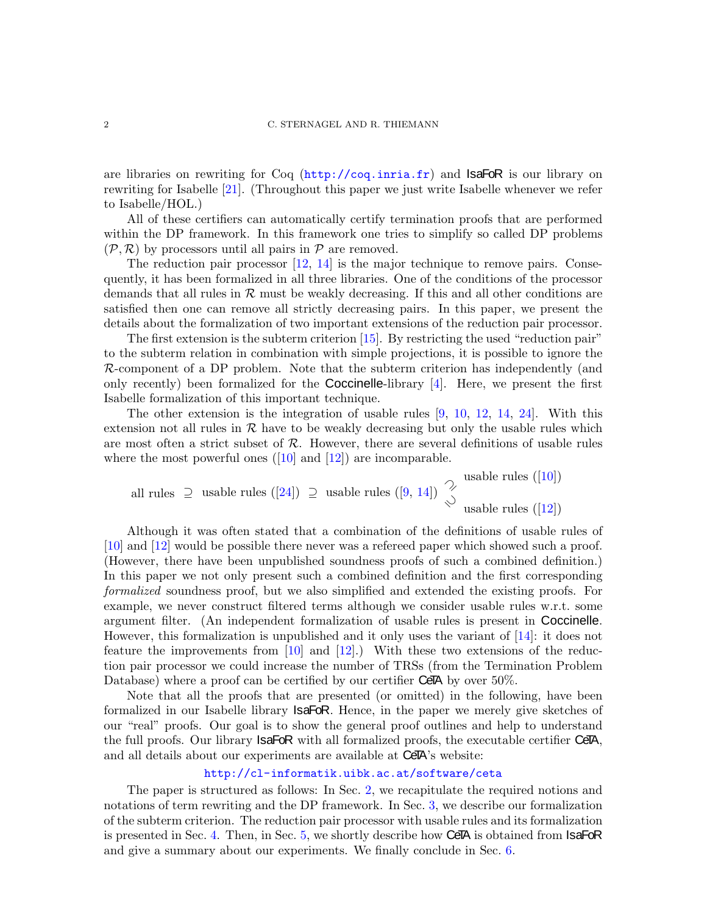are libraries on rewriting for Coq (http://coq.inria.fr) and IsaFoR is our library on rewriting for Isabelle [21]. (Throughout this paper we just write Isabelle whenever we refer to Isabelle/HOL.)

All of these certifiers can automatically certify termination proofs that are performed within the DP framework. In this framework one tries to simplify so called DP problems $(\mathcal{P}, \mathcal{R})$ by processors until all pairs in $\mathcal{P}$ are removed.

The reduction pair processor [12, 14] is the major technique to remove pairs. Consequently, it has been formalized in all three libraries. One of the conditions of the processor demands that all rules in $\mathcal{R}$ must be weakly decreasing. If this and all other conditions are satisfied then one can remove all strictly decreasing pairs. In this paper, we present the details about the formalization of two important extensions of the reduction pair processor.

The first extension is the subterm criterion [15]. By restricting the used "reduction pair" to the subterm relation in combination with simple projections, it is possible to ignore the $\mathcal{R}$-component of a DP problem. Note that the subterm criterion has independently (and only recently) been formalized for the Coccinelle-library [4]. Here, we present the first Isabelle formalization of this important technique.

The other extension is the integration of usable rules [9, 10, 12, 14, 24]. With this extension not all rules in $\mathcal{R}$ have to be weakly decreasing but only the usable rules which are most often a strict subset of $\mathcal{R}$. However, there are several definitions of usable rules where the most powerful ones ([10] and [12]) are incomparable.

$$\text{all rules} \;\supseteq\; \text{usable rules ([24])} \;\supseteq\; \text{usable rules ([9, 14])} \begin{array}{l} \rotatebox{45}{$\supseteq$}\ \text{usable rules ([10])} \\ \rotatebox{-45}{$\supseteq$}\ \text{usable rules ([12])} \end{array}$$

Although it was often stated that a combination of the definitions of usable rules of [10] and [12] would be possible there never was a refereed paper which showed such a proof. (However, there have been unpublished soundness proofs of such a combined definition.) In this paper we not only present such a combined definition and the first corresponding *formalized* soundness proof, but we also simplified and extended the existing proofs. For example, we never construct filtered terms although we consider usable rules w.r.t. some argument filter. (An independent formalization of usable rules is present in Coccinelle. However, this formalization is unpublished and it only uses the variant of [14]: it does not feature the improvements from [10] and [12].) With these two extensions of the reduction pair processor we could increase the number of TRSs (from the Termination Problem Database) where a proof can be certified by our certifier CeTA by over 50%.

Note that all the proofs that are presented (or omitted) in the following, have been formalized in our Isabelle library IsaFoR. Hence, in the paper we merely give sketches of our "real" proofs. Our goal is to show the general proof outlines and help to understand the full proofs. Our library IsaFoR with all formalized proofs, the executable certifier CeTA, and all details about our experiments are available at CeTA's website:

http://cl-informatik.uibk.ac.at/software/ceta

The paper is structured as follows: In Sec. 2, we recapitulate the required notions and notations of term rewriting and the DP framework. In Sec. 3, we describe our formalization of the subterm criterion. The reduction pair processor with usable rules and its formalization is presented in Sec. 4. Then, in Sec. 5, we shortly describe how CeTA is obtained from IsaFoR and give a summary about our experiments. We finally conclude in Sec. 6.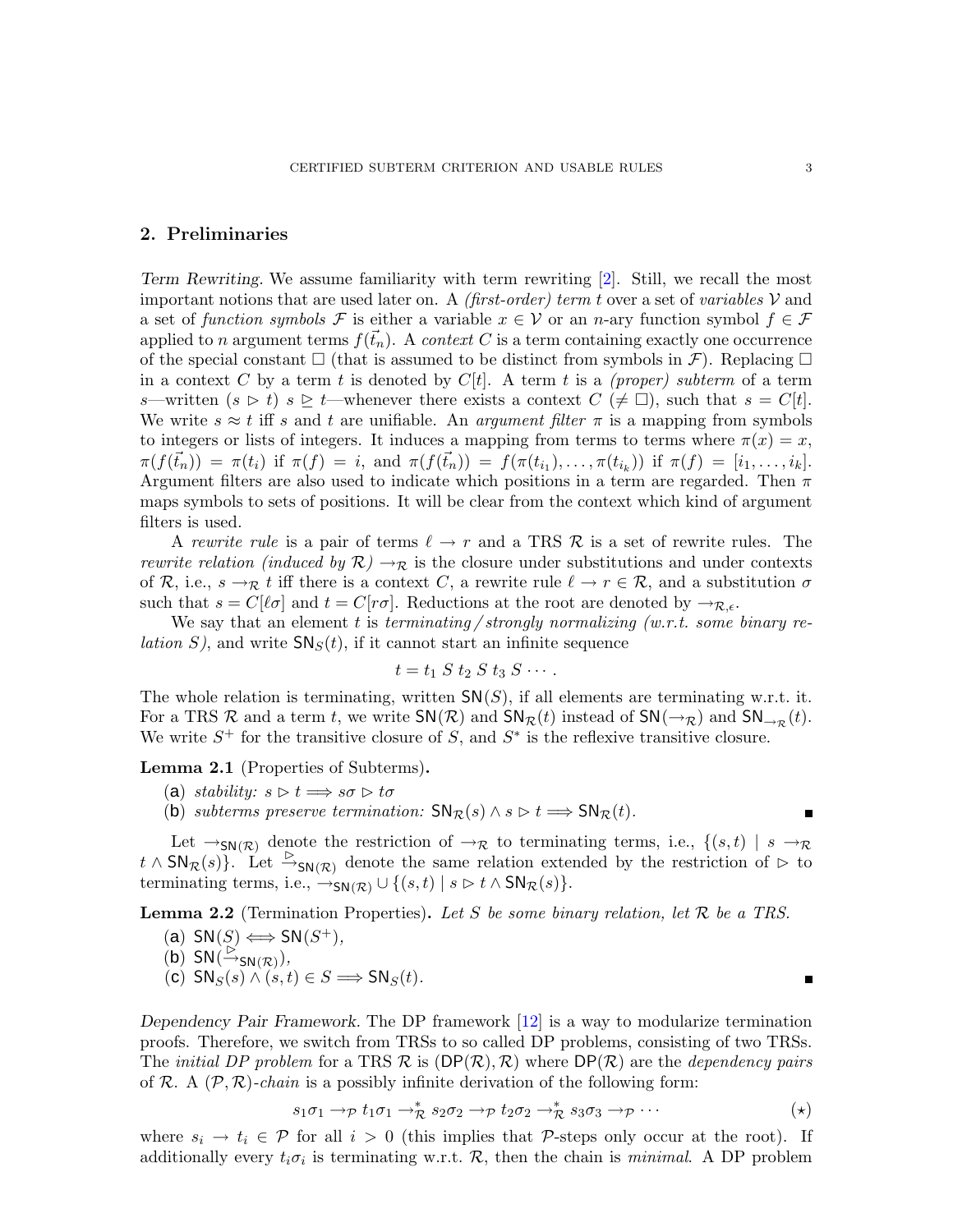## 2. Preliminaries

*Term Rewriting.* We assume familiarity with term rewriting [2]. Still, we recall the most important notions that are used later on. A *(first-order) term* $t$ over a set of *variables* $\mathcal{V}$ and a set of *function symbols* $\mathcal{F}$ is either a variable $x \in \mathcal{V}$ or an $n$-ary function symbol $f \in \mathcal{F}$ applied to $n$ argument terms $f(\vec{t_n})$. A *context* $C$ is a term containing exactly one occurrence of the special constant $\Box$ (that is assumed to be distinct from symbols in $\mathcal{F}$). Replacing $\Box$ in a context $C$ by a term $t$ is denoted by $C[t]$. A term $t$ is a *(proper) subterm* of a term $s$—written $(s \rhd t)$ $s \unrhd t$—whenever there exists a context $C$ $(\neq \Box)$, such that $s = C[t]$. We write $s \approx t$ iff $s$ and $t$ are unifiable. An *argument filter* $\pi$ is a mapping from symbols to integers or lists of integers. It induces a mapping from terms to terms where $\pi(x) = x$, $\pi(f(\vec{t_n})) = \pi(t_i)$ if $\pi(f) = i$, and $\pi(f(\vec{t_n})) = f(\pi(t_{i_1}), \ldots, \pi(t_{i_k}))$ if $\pi(f) = [i_1, \ldots, i_k]$. Argument filters are also used to indicate which positions in a term are regarded. Then $\pi$ maps symbols to sets of positions. It will be clear from the context which kind of argument filters is used.

A *rewrite rule* is a pair of terms $\ell \to r$ and a TRS $\mathcal{R}$ is a set of rewrite rules. The *rewrite relation (induced by $\mathcal{R}$)* $\to_{\mathcal{R}}$ is the closure under substitutions and under contexts of $\mathcal{R}$, i.e., $s \to_{\mathcal{R}} t$ iff there is a context $C$, a rewrite rule $\ell \to r \in \mathcal{R}$, and a substitution $\sigma$ such that $s = C[\ell\sigma]$ and $t = C[r\sigma]$. Reductions at the root are denoted by $\to_{\mathcal{R},\epsilon}$.

We say that an element $t$ is *terminating / strongly normalizing (w.r.t. some binary relation $S$)*, and write $\mathsf{SN}_S(t)$, if it cannot start an infinite sequence

$$t = t_1 \; S \; t_2 \; S \; t_3 \; S \cdots .$$

The whole relation is terminating, written $\mathsf{SN}(S)$, if all elements are terminating w.r.t. it. For a TRS $\mathcal{R}$ and a term $t$, we write $\mathsf{SN}(\mathcal{R})$ and $\mathsf{SN}_{\mathcal{R}}(t)$ instead of $\mathsf{SN}(\to_{\mathcal{R}})$ and $\mathsf{SN}_{\to_{\mathcal{R}}}(t)$. We write $S^+$ for the transitive closure of $S$, and $S^*$ is the reflexive transitive closure.

**Lemma 2.1** (Properties of Subterms)**.**

(a) *stability:* $s \rhd t \Longrightarrow s\sigma \rhd t\sigma$

(b) *subterms preserve termination:* $\mathsf{SN}_{\mathcal{R}}(s) \wedge s \rhd t \Longrightarrow \mathsf{SN}_{\mathcal{R}}(t)$. ∎

Let $\to_{\mathsf{SN}(\mathcal{R})}$ denote the restriction of $\to_{\mathcal{R}}$ to terminating terms, i.e., $\{(s,t) \mid s \to_{\mathcal{R}} t \wedge \mathsf{SN}_{\mathcal{R}}(s)\}$. Let $\overset{\rhd}{\to}_{\mathsf{SN}(\mathcal{R})}$ denote the same relation extended by the restriction of $\rhd$ to terminating terms, i.e., $\to_{\mathsf{SN}(\mathcal{R})} \cup \{(s,t) \mid s \rhd t \wedge \mathsf{SN}_{\mathcal{R}}(s)\}$.

**Lemma 2.2** (Termination Properties)**.** *Let $S$ be some binary relation, let $\mathcal{R}$ be a TRS.*

(a) $\mathsf{SN}(S) \Longleftrightarrow \mathsf{SN}(S^+)$,

(b) $\mathsf{SN}(\overset{\rhd}{\to}_{\mathsf{SN}(\mathcal{R})})$,

(c) $\mathsf{SN}_S(s) \wedge (s,t) \in S \Longrightarrow \mathsf{SN}_S(t)$. ∎

*Dependency Pair Framework.* The DP framework [12] is a way to modularize termination proofs. Therefore, we switch from TRSs to so called DP problems, consisting of two TRSs. The *initial DP problem* for a TRS $\mathcal{R}$ is $(\mathsf{DP}(\mathcal{R}), \mathcal{R})$ where $\mathsf{DP}(\mathcal{R})$ are the *dependency pairs* of $\mathcal{R}$. A *$(\mathcal{P}, \mathcal{R})$-chain* is a possibly infinite derivation of the following form:

$$s_1\sigma_1 \to_{\mathcal{P}} t_1\sigma_1 \to_{\mathcal{R}}^* s_2\sigma_2 \to_{\mathcal{P}} t_2\sigma_2 \to_{\mathcal{R}}^* s_3\sigma_3 \to_{\mathcal{P}} \cdots \qquad (\star)$$

where $s_i \to t_i \in \mathcal{P}$ for all $i > 0$ (this implies that $\mathcal{P}$-steps only occur at the root). If additionally every $t_i\sigma_i$ is terminating w.r.t. $\mathcal{R}$, then the chain is *minimal*. A DP problem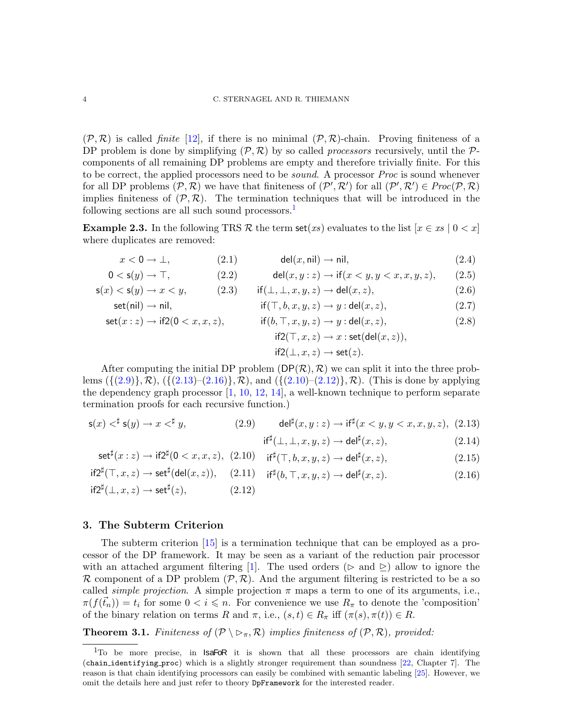$(\mathcal{P}, \mathcal{R})$ is called *finite* [12], if there is no minimal $(\mathcal{P}, \mathcal{R})$-chain. Proving finiteness of a DP problem is done by simplifying $(\mathcal{P}, \mathcal{R})$ by so called *processors* recursively, until the $\mathcal{P}$-components of all remaining DP problems are empty and therefore trivially finite. For this to be correct, the applied processors need to be *sound*. A processor *Proc* is sound whenever for all DP problems $(\mathcal{P}, \mathcal{R})$ we have that finiteness of $(\mathcal{P}', \mathcal{R}')$ for all $(\mathcal{P}', \mathcal{R}') \in Proc(\mathcal{P}, \mathcal{R})$ implies finiteness of $(\mathcal{P}, \mathcal{R})$. The termination techniques that will be introduced in the following sections are all such sound processors.[1]

**Example 2.3.** In the following TRS $\mathcal{R}$ the term $\mathsf{set}(xs)$ evaluates to the list $[x \in xs \mid 0 < x]$ where duplicates are removed:

$$x < \mathsf{0} \to \bot, \tag{2.1}$$

$$\mathsf{0} < \mathsf{s}(y) \to \top, \tag{2.2}$$

$$\mathsf{s}(x) < \mathsf{s}(y) \to x < y, \tag{2.3}$$

$$\mathsf{set}(\mathsf{nil}) \to \mathsf{nil},$$

$$\mathsf{set}(x : z) \to \mathsf{if2}(\mathsf{0} < x, x, z),$$

$$\mathsf{del}(x, \mathsf{nil}) \to \mathsf{nil}, \tag{2.4}$$

$$\mathsf{del}(x, y : z) \to \mathsf{if}(x < y, y < x, x, y, z), \tag{2.5}$$

$$\mathsf{if}(\bot, \bot, x, y, z) \to \mathsf{del}(x, z), \tag{2.6}$$

$$\mathsf{if}(\top, b, x, y, z) \to y : \mathsf{del}(x, z), \tag{2.7}$$

$$\mathsf{if}(b, \top, x, y, z) \to y : \mathsf{del}(x, z), \tag{2.8}$$

$$\mathsf{if2}(\top, x, z) \to x : \mathsf{set}(\mathsf{del}(x, z)),$$

$$\mathsf{if2}(\bot, x, z) \to \mathsf{set}(z).$$

After computing the initial DP problem $(\mathsf{DP}(\mathcal{R}), \mathcal{R})$ we can split it into the three problems $(\{(2.9)\}, \mathcal{R})$, $(\{(2.13)\text{–}(2.16)\}, \mathcal{R})$, and $(\{(2.10)\text{–}(2.12)\}, \mathcal{R})$. (This is done by applying the dependency graph processor [1, 10, 12, 14], a well-known technique to perform separate termination proofs for each recursive function.)

$$\mathsf{s}(x) <^\sharp \mathsf{s}(y) \to x <^\sharp y, \tag{2.9}$$

$$\mathsf{set}^\sharp(x : z) \to \mathsf{if2}^\sharp(\mathsf{0} < x, x, z), \tag{2.10}$$

$$\mathsf{if2}^\sharp(\top, x, z) \to \mathsf{set}^\sharp(\mathsf{del}(x, z)), \tag{2.11}$$

$$\mathsf{if2}^\sharp(\bot, x, z) \to \mathsf{set}^\sharp(z), \tag{2.12}$$

$$\mathsf{del}^\sharp(x, y : z) \to \mathsf{if}^\sharp(x < y, y < x, x, y, z), \tag{2.13}$$

$$\mathsf{if}^\sharp(\bot, \bot, x, y, z) \to \mathsf{del}^\sharp(x, z), \tag{2.14}$$

$$\mathsf{if}^\sharp(\top, b, x, y, z) \to \mathsf{del}^\sharp(x, z), \tag{2.15}$$

$$\mathsf{if}^\sharp(b, \top, x, y, z) \to \mathsf{del}^\sharp(x, z). \tag{2.16}$$

## 3. The Subterm Criterion

The subterm criterion [15] is a termination technique that can be employed as a processor of the DP framework. It may be seen as a variant of the reduction pair processor with an attached argument filtering [1]. The used orders ($\rhd$ and $\trianglerighteq$) allow to ignore the $\mathcal{R}$ component of a DP problem $(\mathcal{P}, \mathcal{R})$. And the argument filtering is restricted to be a so called *simple projection*. A simple projection $\pi$ maps a term to one of its arguments, i.e., $\pi(f(\vec{t_n})) = t_i$ for some $0 < i \leqslant n$. For convenience we use $R_\pi$ to denote the 'composition' of the binary relation on terms $R$ and $\pi$, i.e., $(s, t) \in R_\pi$ iff $(\pi(s), \pi(t)) \in R$.

**Theorem 3.1.** *Finiteness of $(\mathcal{P} \setminus \rhd_\pi, \mathcal{R})$ implies finiteness of $(\mathcal{P}, \mathcal{R})$, provided:*

[1] To be more precise, in IsaFoR it is shown that all these processors are chain identifying (`chain_identifying_proc`) which is a slightly stronger requirement than soundness [22, Chapter 7]. The reason is that chain identifying processors can easily be combined with semantic labeling [25]. However, we omit the details here and just refer to theory `DpFramework` for the interested reader.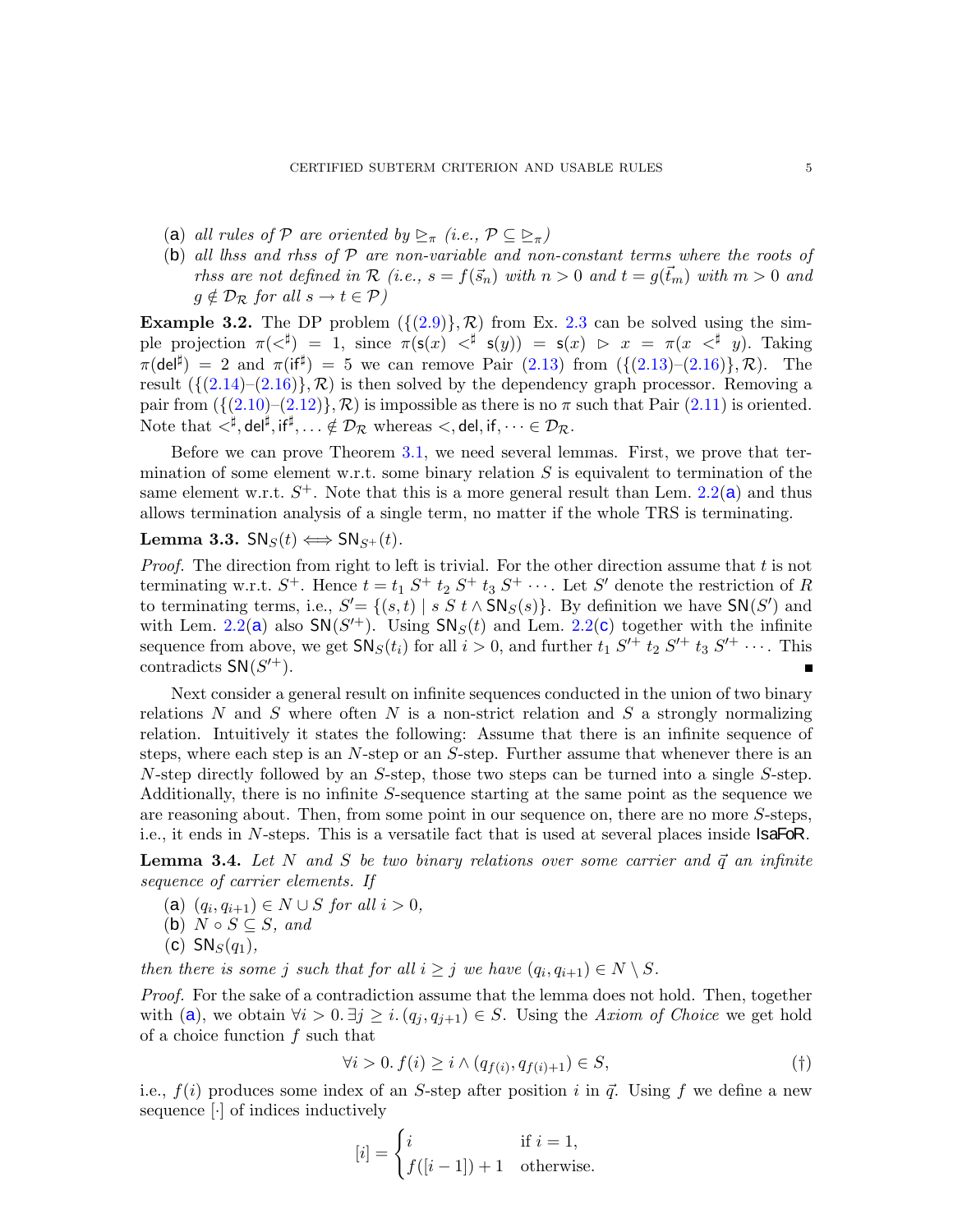(a) *all rules of $\mathcal{P}$ are oriented by $\trianglerighteq_\pi$ (i.e., $\mathcal{P} \subseteq \trianglerighteq_\pi$)*

(b) *all lhss and rhss of $\mathcal{P}$ are non-variable and non-constant terms where the roots of rhss are not defined in $\mathcal{R}$ (i.e., $s = f(\vec{s}_n)$ with $n > 0$ and $t = g(\vec{t}_m)$ with $m > 0$ and $g \notin \mathcal{D}_\mathcal{R}$ for all $s \to t \in \mathcal{P}$)*

**Example 3.2.** The DP problem $(\{(2.9)\}, \mathcal{R})$ from Ex. 2.3 can be solved using the simple projection $\pi(<^\sharp) = 1$, since $\pi(\mathsf{s}(x) <^\sharp \mathsf{s}(y)) = \mathsf{s}(x) \rhd x = \pi(x <^\sharp y)$. Taking $\pi(\mathsf{del}^\sharp) = 2$ and $\pi(\mathsf{if}^\sharp) = 5$ we can remove Pair (2.13) from $(\{(2.13)\text{–}(2.16)\}, \mathcal{R})$. The result $(\{(2.14)\text{–}(2.16)\}, \mathcal{R})$ is then solved by the dependency graph processor. Removing a pair from $(\{(2.10)\text{–}(2.12)\}, \mathcal{R})$ is impossible as there is no $\pi$ such that Pair (2.11) is oriented. Note that $<^\sharp, \mathsf{del}^\sharp, \mathsf{if}^\sharp, \dots \notin \mathcal{D}_\mathcal{R}$ whereas $<, \mathsf{del}, \mathsf{if}, \dots \in \mathcal{D}_\mathcal{R}$.

Before we can prove Theorem 3.1, we need several lemmas. First, we prove that termination of some element w.r.t. some binary relation $S$ is equivalent to termination of the same element w.r.t. $S^+$. Note that this is a more general result than Lem. 2.2(a) and thus allows termination analysis of a single term, no matter if the whole TRS is terminating.

**Lemma 3.3.** $\mathsf{SN}_S(t) \iff \mathsf{SN}_{S^+}(t)$.

*Proof.* The direction from right to left is trivial. For the other direction assume that $t$ is not terminating w.r.t. $S^+$. Hence $t = t_1 \; S^+ \; t_2 \; S^+ \; t_3 \; S^+ \cdots$. Let $S'$ denote the restriction of $R$ to terminating terms, i.e., $S' = \{(s,t) \mid s \; S \; t \wedge \mathsf{SN}_S(s)\}$. By definition we have $\mathsf{SN}(S')$ and with Lem. 2.2(a) also $\mathsf{SN}(S'^+)$. Using $\mathsf{SN}_S(t)$ and Lem. 2.2(c) together with the infinite sequence from above, we get $\mathsf{SN}_S(t_i)$ for all $i > 0$, and further $t_1 \; S'^+ \; t_2 \; S'^+ \; t_3 \; S'^+ \cdots$. This contradicts $\mathsf{SN}(S'^+)$. ∎

Next consider a general result on infinite sequences conducted in the union of two binary relations $N$ and $S$ where often $N$ is a non-strict relation and $S$ a strongly normalizing relation. Intuitively it states the following: Assume that there is an infinite sequence of steps, where each step is an $N$-step or an $S$-step. Further assume that whenever there is an $N$-step directly followed by an $S$-step, those two steps can be turned into a single $S$-step. Additionally, there is no infinite $S$-sequence starting at the same point as the sequence we are reasoning about. Then, from some point in our sequence on, there are no more $S$-steps, i.e., it ends in $N$-steps. This is a versatile fact that is used at several places inside IsaFoR.

**Lemma 3.4.** *Let $N$ and $S$ be two binary relations over some carrier and $\vec{q}$ an infinite sequence of carrier elements. If*

(a) $(q_i, q_{i+1}) \in N \cup S$ *for all* $i > 0$,

(b) $N \circ S \subseteq S$, *and*

(c) $\mathsf{SN}_S(q_1)$,

*then there is some $j$ such that for all $i \geq j$ we have $(q_i, q_{i+1}) \in N \setminus S$.*

*Proof.* For the sake of a contradiction assume that the lemma does not hold. Then, together with (a), we obtain $\forall i > 0. \, \exists j \geq i. \, (q_j, q_{j+1}) \in S$. Using the *Axiom of Choice* we get hold of a choice function $f$ such that

$$\forall i > 0. \, f(i) \geq i \wedge (q_{f(i)}, q_{f(i)+1}) \in S, \tag{†}$$

i.e., $f(i)$ produces some index of an $S$-step after position $i$ in $\vec{q}$. Using $f$ we define a new sequence $[\cdot]$ of indices inductively

$$[i] = \begin{cases} i & \text{if } i = 1, \\ f([i-1]) + 1 & \text{otherwise.} \end{cases}$$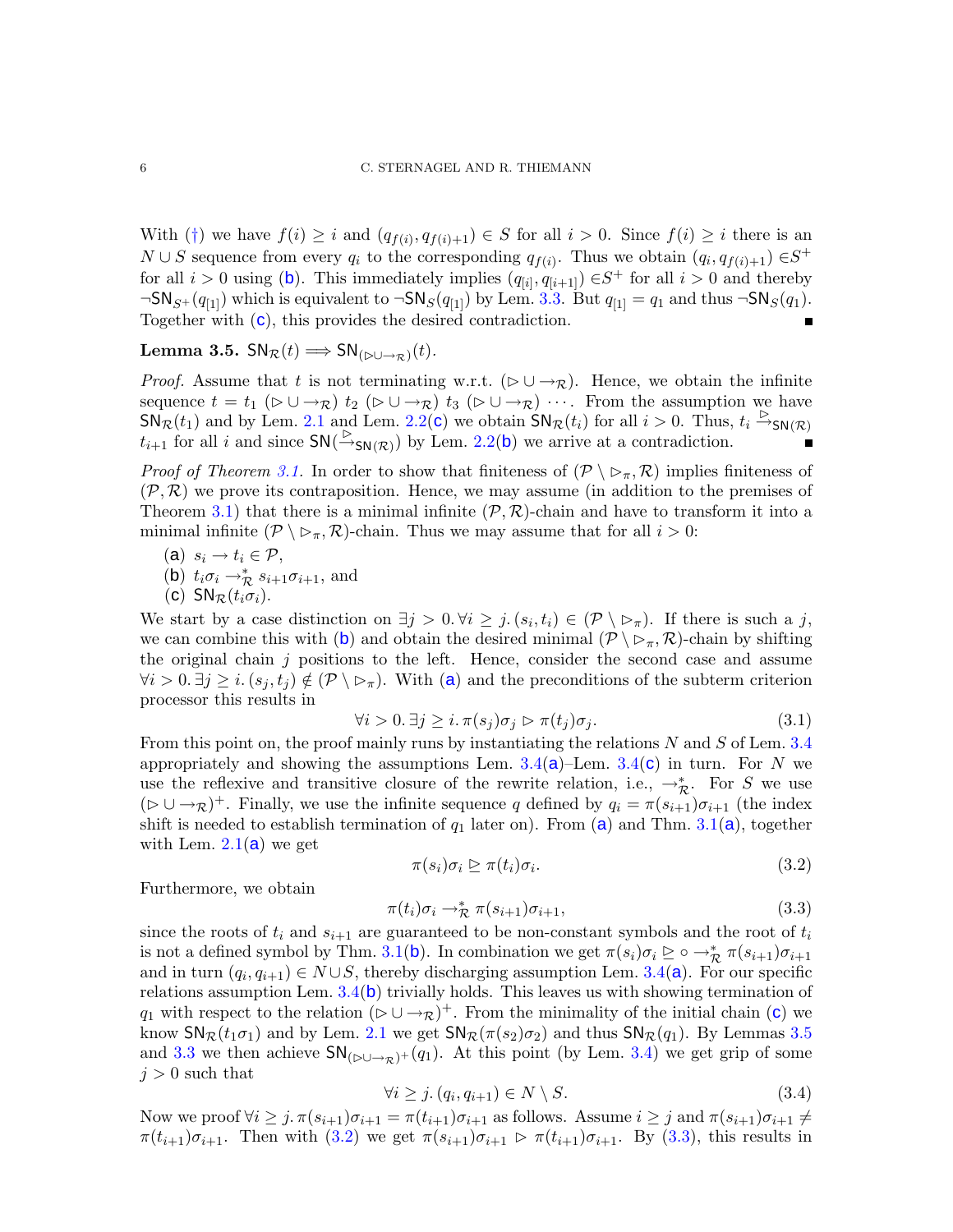With (†) we have $f(i) \geq i$ and $(q_{f(i)}, q_{f(i)+1}) \in S$ for all $i > 0$. Since $f(i) \geq i$ there is an $N \cup S$ sequence from every $q_i$ to the corresponding $q_{f(i)}$. Thus we obtain $(q_i, q_{f(i)+1}) \in S^+$ for all $i > 0$ using (b). This immediately implies $(q_{[i]}, q_{[i+1]}) \in S^+$ for all $i > 0$ and thereby $\neg\mathsf{SN}_{S^+}(q_{[1]})$ which is equivalent to $\neg\mathsf{SN}_S(q_{[1]})$ by Lem. 3.3. But $q_{[1]} = q_1$ and thus $\neg\mathsf{SN}_S(q_1)$. Together with (c), this provides the desired contradiction. ∎

**Lemma 3.5.** $\mathsf{SN}_\mathcal{R}(t) \Longrightarrow \mathsf{SN}_{(\rhd \cup \to_\mathcal{R})}(t)$.

*Proof.* Assume that $t$ is not terminating w.r.t. $(\rhd \cup \to_\mathcal{R})$. Hence, we obtain the infinite sequence $t = t_1\ (\rhd \cup \to_\mathcal{R})\ t_2\ (\rhd \cup \to_\mathcal{R})\ t_3\ (\rhd \cup \to_\mathcal{R})\ \cdots$. From the assumption we have $\mathsf{SN}_\mathcal{R}(t_1)$ and by Lem. 2.1 and Lem. 2.2(c) we obtain $\mathsf{SN}_\mathcal{R}(t_i)$ for all $i > 0$. Thus, $t_i \overset{\rhd}{\to}_{\mathsf{SN}(\mathcal{R})} t_{i+1}$ for all $i$ and since $\mathsf{SN}(\overset{\rhd}{\to}_{\mathsf{SN}(\mathcal{R})})$ by Lem. 2.2(b) we arrive at a contradiction. ∎

*Proof of Theorem 3.1.* In order to show that finiteness of $(\mathcal{P} \setminus \rhd_\pi, \mathcal{R})$ implies finiteness of $(\mathcal{P}, \mathcal{R})$ we prove its contraposition. Hence, we may assume (in addition to the premises of Theorem 3.1) that there is a minimal infinite $(\mathcal{P}, \mathcal{R})$-chain and have to transform it into a minimal infinite $(\mathcal{P} \setminus \rhd_\pi, \mathcal{R})$-chain. Thus we may assume that for all $i > 0$:

(a) $s_i \to t_i \in \mathcal{P}$,
(b) $t_i\sigma_i \to_\mathcal{R}^* s_{i+1}\sigma_{i+1}$, and
(c) $\mathsf{SN}_\mathcal{R}(t_i\sigma_i)$.

We start by a case distinction on $\exists j > 0.\, \forall i \geq j.\, (s_i, t_i) \in (\mathcal{P} \setminus \rhd_\pi)$. If there is such a $j$, we can combine this with (b) and obtain the desired minimal $(\mathcal{P} \setminus \rhd_\pi, \mathcal{R})$-chain by shifting the original chain $j$ positions to the left. Hence, consider the second case and assume $\forall i > 0.\, \exists j \geq i.\, (s_j, t_j) \notin (\mathcal{P} \setminus \rhd_\pi)$. With (a) and the preconditions of the subterm criterion processor this results in

$$\forall i > 0.\, \exists j \geq i.\, \pi(s_j)\sigma_j \rhd \pi(t_j)\sigma_j. \tag{3.1}$$

From this point on, the proof mainly runs by instantiating the relations $N$ and $S$ of Lem. 3.4 appropriately and showing the assumptions Lem. 3.4(a)–Lem. 3.4(c) in turn. For $N$ we use the reflexive and transitive closure of the rewrite relation, i.e., $\to_\mathcal{R}^*$. For $S$ we use $(\rhd \cup \to_\mathcal{R})^+$. Finally, we use the infinite sequence $q$ defined by $q_i = \pi(s_{i+1})\sigma_{i+1}$ (the index shift is needed to establish termination of $q_1$ later on). From (a) and Thm. 3.1(a), together with Lem. 2.1(a) we get

$$\pi(s_i)\sigma_i \trianglerighteq \pi(t_i)\sigma_i. \tag{3.2}$$

Furthermore, we obtain

$$\pi(t_i)\sigma_i \to_\mathcal{R}^* \pi(s_{i+1})\sigma_{i+1}, \tag{3.3}$$

since the roots of $t_i$ and $s_{i+1}$ are guaranteed to be non-constant symbols and the root of $t_i$ is not a defined symbol by Thm. 3.1(b). In combination we get $\pi(s_i)\sigma_i \trianglerighteq \circ \to_\mathcal{R}^* \pi(s_{i+1})\sigma_{i+1}$ and in turn $(q_i, q_{i+1}) \in N \cup S$, thereby discharging assumption Lem. 3.4(a). For our specific relations assumption Lem. 3.4(b) trivially holds. This leaves us with showing termination of $q_1$ with respect to the relation $(\rhd \cup \to_\mathcal{R})^+$. From the minimality of the initial chain (c) we know $\mathsf{SN}_\mathcal{R}(t_1\sigma_1)$ and by Lem. 2.1 we get $\mathsf{SN}_\mathcal{R}(\pi(s_2)\sigma_2)$ and thus $\mathsf{SN}_\mathcal{R}(q_1)$. By Lemmas 3.5 and 3.3 we then achieve $\mathsf{SN}_{(\rhd \cup \to_\mathcal{R})^+}(q_1)$. At this point (by Lem. 3.4) we get grip of some $j > 0$ such that

$$\forall i \geq j.\, (q_i, q_{i+1}) \in N \setminus S. \tag{3.4}$$

Now we proof $\forall i \geq j.\, \pi(s_{i+1})\sigma_{i+1} = \pi(t_{i+1})\sigma_{i+1}$ as follows. Assume $i \geq j$ and $\pi(s_{i+1})\sigma_{i+1} \neq \pi(t_{i+1})\sigma_{i+1}$. Then with (3.2) we get $\pi(s_{i+1})\sigma_{i+1} \rhd \pi(t_{i+1})\sigma_{i+1}$. By (3.3), this results in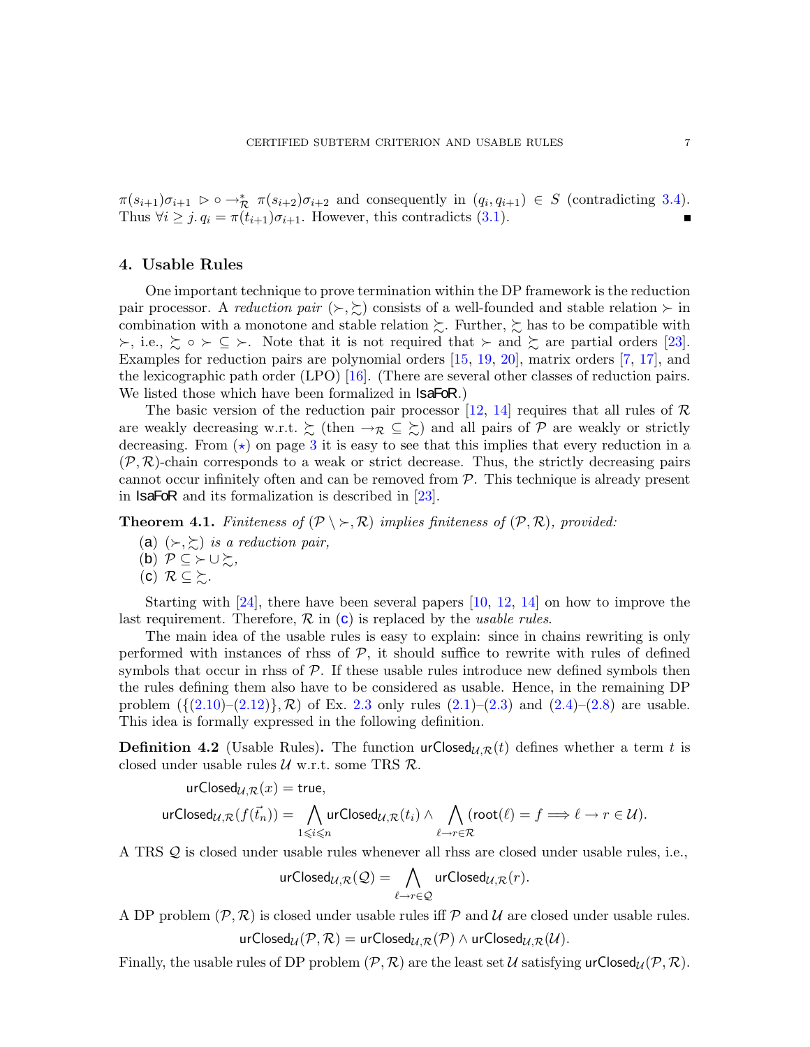$\pi(s_{i+1})\sigma_{i+1} \rhd \circ \to_{\mathcal{R}}^{*} \pi(s_{i+2})\sigma_{i+2}$ and consequently in $(q_i, q_{i+1}) \in S$ (contradicting 3.4). Thus $\forall i \geq j.\, q_i = \pi(t_{i+1})\sigma_{i+1}$. However, this contradicts (3.1). ∎

## 4. Usable Rules

One important technique to prove termination within the DP framework is the reduction pair processor. A *reduction pair* $(\succ, \succsim)$ consists of a well-founded and stable relation $\succ$ in combination with a monotone and stable relation $\succsim$. Further, $\succsim$ has to be compatible with $\succ$, i.e., $\succsim \circ \succ \subseteq \succ$. Note that it is not required that $\succ$ and $\succsim$ are partial orders [23]. Examples for reduction pairs are polynomial orders [15, 19, 20], matrix orders [7, 17], and the lexicographic path order (LPO) [16]. (There are several other classes of reduction pairs. We listed those which have been formalized in IsaFoR.)

The basic version of the reduction pair processor [12, 14] requires that all rules of $\mathcal{R}$ are weakly decreasing w.r.t. $\succsim$ (then $\to_{\mathcal{R}} \subseteq \succsim$) and all pairs of $\mathcal{P}$ are weakly or strictly decreasing. From $(\star)$ on page 3 it is easy to see that this implies that every reduction in a $(\mathcal{P}, \mathcal{R})$-chain corresponds to a weak or strict decrease. Thus, the strictly decreasing pairs cannot occur infinitely often and can be removed from $\mathcal{P}$. This technique is already present in IsaFoR and its formalization is described in [23].

**Theorem 4.1.** *Finiteness of $(\mathcal{P} \setminus \succ, \mathcal{R})$ implies finiteness of $(\mathcal{P}, \mathcal{R})$, provided:*

(a) *$(\succ, \succsim)$ is a reduction pair,*
(b) *$\mathcal{P} \subseteq \succ \cup \succsim$,*
(c) *$\mathcal{R} \subseteq \succsim$.*

Starting with [24], there have been several papers [10, 12, 14] on how to improve the last requirement. Therefore, $\mathcal{R}$ in (c) is replaced by the *usable rules*.

The main idea of the usable rules is easy to explain: since in chains rewriting is only performed with instances of rhss of $\mathcal{P}$, it should suffice to rewrite with rules of defined symbols that occur in rhss of $\mathcal{P}$. If these usable rules introduce new defined symbols then the rules defining them also have to be considered as usable. Hence, in the remaining DP problem $(\{(2.10)–(2.12)\}, \mathcal{R})$ of Ex. 2.3 only rules (2.1)–(2.3) and (2.4)–(2.8) are usable. This idea is formally expressed in the following definition.

**Definition 4.2** (Usable Rules)**.** The function $\mathsf{urClosed}_{\mathcal{U},\mathcal{R}}(t)$ defines whether a term $t$ is closed under usable rules $\mathcal{U}$ w.r.t. some TRS $\mathcal{R}$.

$$\mathsf{urClosed}_{\mathcal{U},\mathcal{R}}(x) = \mathsf{true},$$

$$\mathsf{urClosed}_{\mathcal{U},\mathcal{R}}(f(\vec{t}_n)) = \bigwedge_{1 \leqslant i \leqslant n} \mathsf{urClosed}_{\mathcal{U},\mathcal{R}}(t_i) \wedge \bigwedge_{\ell \to r \in \mathcal{R}} (\mathsf{root}(\ell) = f \Longrightarrow \ell \to r \in \mathcal{U}).$$

A TRS $\mathcal{Q}$ is closed under usable rules whenever all rhss are closed under usable rules, i.e.,

$$\mathsf{urClosed}_{\mathcal{U},\mathcal{R}}(\mathcal{Q}) = \bigwedge_{\ell \to r \in \mathcal{Q}} \mathsf{urClosed}_{\mathcal{U},\mathcal{R}}(r).$$

A DP problem $(\mathcal{P}, \mathcal{R})$ is closed under usable rules iff $\mathcal{P}$ and $\mathcal{U}$ are closed under usable rules.

$$\mathsf{urClosed}_{\mathcal{U}}(\mathcal{P}, \mathcal{R}) = \mathsf{urClosed}_{\mathcal{U},\mathcal{R}}(\mathcal{P}) \wedge \mathsf{urClosed}_{\mathcal{U},\mathcal{R}}(\mathcal{U}).$$

Finally, the usable rules of DP problem $(\mathcal{P}, \mathcal{R})$ are the least set $\mathcal{U}$ satisfying $\mathsf{urClosed}_{\mathcal{U}}(\mathcal{P}, \mathcal{R})$.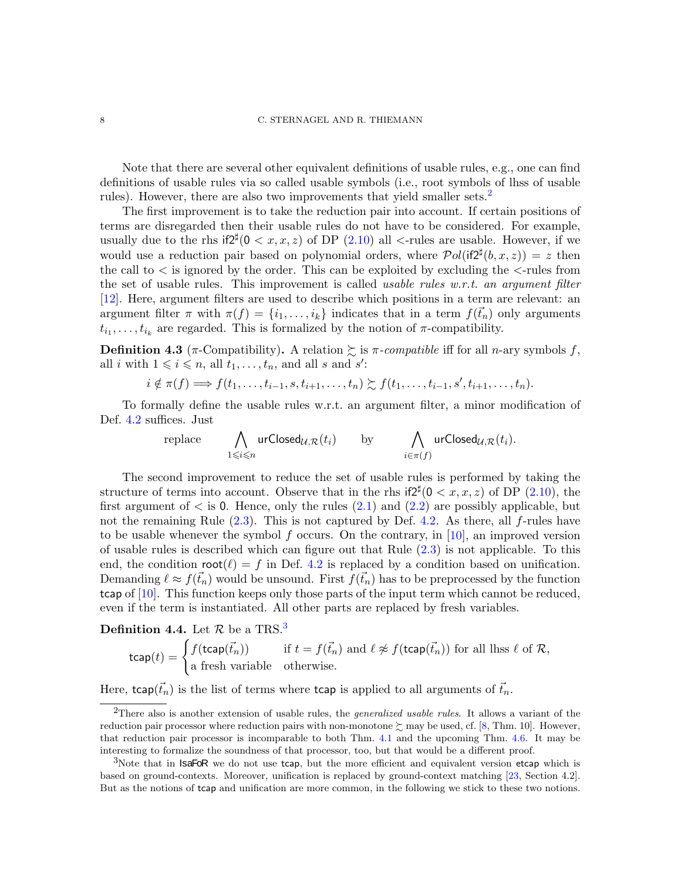Note that there are several other equivalent definitions of usable rules, e.g., one can find definitions of usable rules via so called usable symbols (i.e., root symbols of lhss of usable rules). However, there are also two improvements that yield smaller sets.[2]

The first improvement is to take the reduction pair into account. If certain positions of terms are disregarded then their usable rules do not have to be considered. For example, usually due to the rhs $\mathsf{if2}^\sharp(\mathsf{0} < x, x, z)$ of DP (2.10) all $<$-rules are usable. However, if we would use a reduction pair based on polynomial orders, where $\mathcal{P}ol(\mathsf{if2}^\sharp(b, x, z)) = z$ then the call to $<$ is ignored by the order. This can be exploited by excluding the $<$-rules from the set of usable rules. This improvement is called *usable rules w.r.t. an argument filter* [12]. Here, argument filters are used to describe which positions in a term are relevant: an argument filter $\pi$ with $\pi(f) = \{i_1, \ldots, i_k\}$ indicates that in a term $f(\vec{t_n})$ only arguments $t_{i_1}, \ldots, t_{i_k}$ are regarded. This is formalized by the notion of $\pi$-compatibility.

**Definition 4.3** ($\pi$-Compatibility)**.** A relation $\succsim$ is *$\pi$-compatible* iff for all $n$-ary symbols $f$, all $i$ with $1 \leqslant i \leqslant n$, all $t_1, \ldots, t_n$, and all $s$ and $s'$:

$$i \notin \pi(f) \Longrightarrow f(t_1, \ldots, t_{i-1}, s, t_{i+1}, \ldots, t_n) \succsim f(t_1, \ldots, t_{i-1}, s', t_{i+1}, \ldots, t_n).$$

To formally define the usable rules w.r.t. an argument filter, a minor modification of Def. 4.2 suffices. Just

$$\text{replace} \qquad \bigwedge_{1 \leqslant i \leqslant n} \mathsf{urClosed}_{\mathcal{U},\mathcal{R}}(t_i) \qquad \text{by} \qquad \bigwedge_{i \in \pi(f)} \mathsf{urClosed}_{\mathcal{U},\mathcal{R}}(t_i).$$

The second improvement to reduce the set of usable rules is performed by taking the structure of terms into account. Observe that in the rhs $\mathsf{if2}^\sharp(\mathsf{0} < x, x, z)$ of DP (2.10), the first argument of $<$ is $\mathsf{0}$. Hence, only the rules (2.1) and (2.2) are possibly applicable, but not the remaining Rule (2.3). This is not captured by Def. 4.2. As there, all $f$-rules have to be usable whenever the symbol $f$ occurs. On the contrary, in [10], an improved version of usable rules is described which can figure out that Rule (2.3) is not applicable. To this end, the condition $\mathsf{root}(\ell) = f$ in Def. 4.2 is replaced by a condition based on unification. Demanding $\ell \approx f(\vec{t_n})$ would be unsound. First $f(\vec{t_n})$ has to be preprocessed by the function $\mathsf{tcap}$ of [10]. This function keeps only those parts of the input term which cannot be reduced, even if the term is instantiated. All other parts are replaced by fresh variables.

**Definition 4.4.** Let $\mathcal{R}$ be a TRS.[3]

$$\mathsf{tcap}(t) = \begin{cases} f(\mathsf{tcap}(\vec{t_n})) & \text{if } t = f(\vec{t_n}) \text{ and } \ell \not\approx f(\mathsf{tcap}(\vec{t_n})) \text{ for all lhss } \ell \text{ of } \mathcal{R}, \\ \text{a fresh variable} & \text{otherwise.} \end{cases}$$

Here, $\mathsf{tcap}(\vec{t_n})$ is the list of terms where $\mathsf{tcap}$ is applied to all arguments of $\vec{t_n}$.

---

[2] There also is another extension of usable rules, the *generalized usable rules*. It allows a variant of the reduction pair processor where reduction pairs with non-monotone $\succsim$ may be used, cf. [8, Thm. 10]. However, that reduction pair processor is incomparable to both Thm. 4.1 and the upcoming Thm. 4.6. It may be interesting to formalize the soundness of that processor, too, but that would be a different proof.

[3] Note that in IsaFoR we do not use $\mathsf{tcap}$, but the more efficient and equivalent version $\mathsf{etcap}$ which is based on ground-contexts. Moreover, unification is replaced by ground-context matching [23, Section 4.2]. But as the notions of $\mathsf{tcap}$ and unification are more common, in the following we stick to these two notions.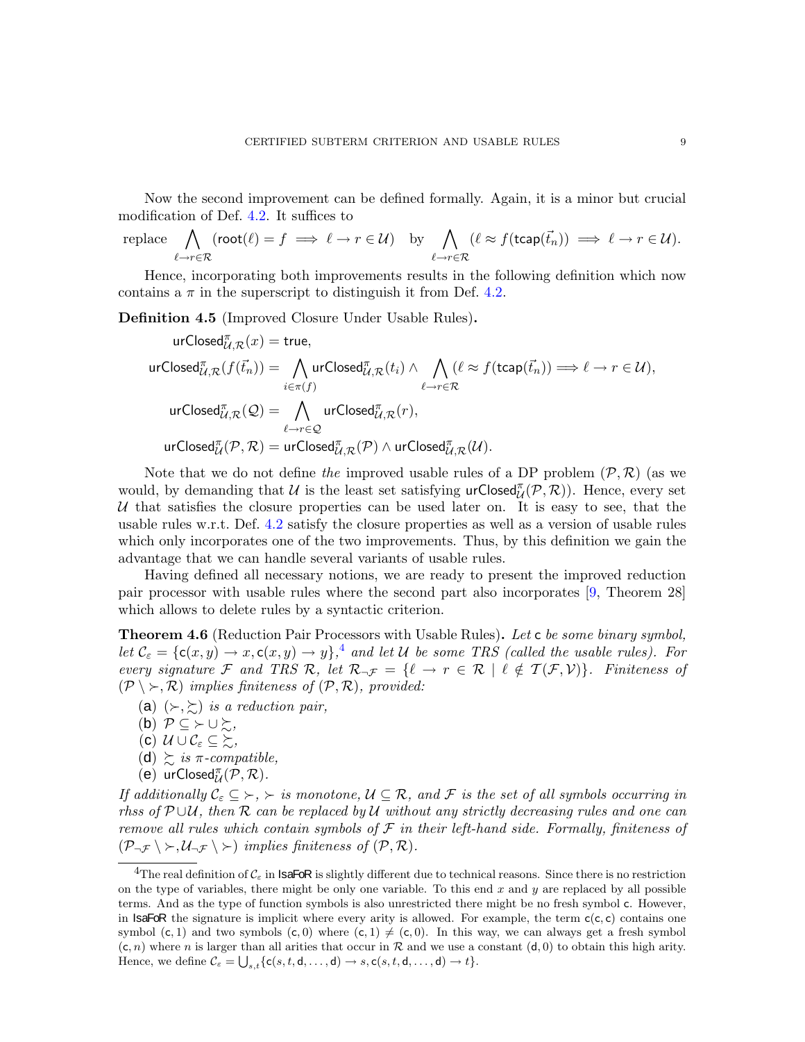Now the second improvement can be defined formally. Again, it is a minor but crucial modification of Def. 4.2. It suffices to

$$\text{replace} \bigwedge_{\ell \to r \in \mathcal{R}} (\mathsf{root}(\ell) = f \implies \ell \to r \in \mathcal{U}) \quad \text{by} \bigwedge_{\ell \to r \in \mathcal{R}} (\ell \approx f(\mathsf{tcap}(\vec{t}_n)) \implies \ell \to r \in \mathcal{U}).$$

Hence, incorporating both improvements results in the following definition which now contains a $\pi$ in the superscript to distinguish it from Def. 4.2.

**Definition 4.5** (Improved Closure Under Usable Rules)**.**

$$\mathsf{urClosed}^{\pi}_{\mathcal{U},\mathcal{R}}(x) = \mathsf{true},$$

$$\mathsf{urClosed}^{\pi}_{\mathcal{U},\mathcal{R}}(f(\vec{t}_n)) = \bigwedge_{i \in \pi(f)} \mathsf{urClosed}^{\pi}_{\mathcal{U},\mathcal{R}}(t_i) \wedge \bigwedge_{\ell \to r \in \mathcal{R}} (\ell \approx f(\mathsf{tcap}(\vec{t}_n)) \Longrightarrow \ell \to r \in \mathcal{U}),$$

$$\mathsf{urClosed}^{\pi}_{\mathcal{U},\mathcal{R}}(\mathcal{Q}) = \bigwedge_{\ell \to r \in \mathcal{Q}} \mathsf{urClosed}^{\pi}_{\mathcal{U},\mathcal{R}}(r),$$

$$\mathsf{urClosed}^{\pi}_{\mathcal{U}}(\mathcal{P},\mathcal{R}) = \mathsf{urClosed}^{\pi}_{\mathcal{U},\mathcal{R}}(\mathcal{P}) \wedge \mathsf{urClosed}^{\pi}_{\mathcal{U},\mathcal{R}}(\mathcal{U}).$$

Note that we do not define *the* improved usable rules of a DP problem $(\mathcal{P},\mathcal{R})$ (as we would, by demanding that $\mathcal{U}$ is the least set satisfying $\mathsf{urClosed}^{\pi}_{\mathcal{U}}(\mathcal{P},\mathcal{R})$). Hence, every set $\mathcal{U}$ that satisfies the closure properties can be used later on. It is easy to see, that the usable rules w.r.t. Def. 4.2 satisfy the closure properties as well as a version of usable rules which only incorporates one of the two improvements. Thus, by this definition we gain the advantage that we can handle several variants of usable rules.

Having defined all necessary notions, we are ready to present the improved reduction pair processor with usable rules where the second part also incorporates [9, Theorem 28] which allows to delete rules by a syntactic criterion.

**Theorem 4.6** (Reduction Pair Processors with Usable Rules)**.** *Let* $\mathsf{c}$ *be some binary symbol, let* $\mathcal{C}_\varepsilon = \{\mathsf{c}(x,y) \to x, \mathsf{c}(x,y) \to y\}$,[4] *and let* $\mathcal{U}$ *be some TRS (called the usable rules). For every signature* $\mathcal{F}$ *and TRS* $\mathcal{R}$, *let* $\mathcal{R}_{\neg\mathcal{F}} = \{\ell \to r \in \mathcal{R} \mid \ell \notin \mathcal{T}(\mathcal{F},\mathcal{V})\}$. *Finiteness of* $(\mathcal{P} \setminus \succ, \mathcal{R})$ *implies finiteness of* $(\mathcal{P},\mathcal{R})$, *provided:*

(a) $(\succ, \succsim)$ *is a reduction pair,*
(b) $\mathcal{P} \subseteq \succ \cup \succsim$,
(c) $\mathcal{U} \cup \mathcal{C}_\varepsilon \subseteq \succsim$,
(d) $\succsim$ *is* $\pi$*-compatible,*
(e) $\mathsf{urClosed}^{\pi}_{\mathcal{U}}(\mathcal{P},\mathcal{R})$.

*If additionally* $\mathcal{C}_\varepsilon \subseteq \succ$, $\succ$ *is monotone,* $\mathcal{U} \subseteq \mathcal{R}$, *and* $\mathcal{F}$ *is the set of all symbols occurring in rhss of* $\mathcal{P} \cup \mathcal{U}$, *then* $\mathcal{R}$ *can be replaced by* $\mathcal{U}$ *without any strictly decreasing rules and one can remove all rules which contain symbols of* $\mathcal{F}$ *in their left-hand side. Formally, finiteness of* $(\mathcal{P}_{\neg\mathcal{F}} \setminus \succ, \mathcal{U}_{\neg\mathcal{F}} \setminus \succ)$ *implies finiteness of* $(\mathcal{P},\mathcal{R})$.

---

[4] The real definition of $\mathcal{C}_\varepsilon$ in IsaFoR is slightly different due to technical reasons. Since there is no restriction on the type of variables, there might be only one variable. To this end $x$ and $y$ are replaced by all possible terms. And as the type of function symbols is also unrestricted there might be no fresh symbol $\mathsf{c}$. However, in IsaFoR the signature is implicit where every arity is allowed. For example, the term $\mathsf{c}(\mathsf{c},\mathsf{c})$ contains one symbol $(\mathsf{c},1)$ and two symbols $(\mathsf{c},0)$ where $(\mathsf{c},1) \neq (\mathsf{c},0)$. In this way, we can always get a fresh symbol $(\mathsf{c},n)$ where $n$ is larger than all arities that occur in $\mathcal{R}$ and we use a constant $(\mathsf{d},0)$ to obtain this high arity. Hence, we define $\mathcal{C}_\varepsilon = \bigcup_{s,t}\{\mathsf{c}(s,t,\mathsf{d},\ldots,\mathsf{d}) \to s, \mathsf{c}(s,t,\mathsf{d},\ldots,\mathsf{d}) \to t\}$.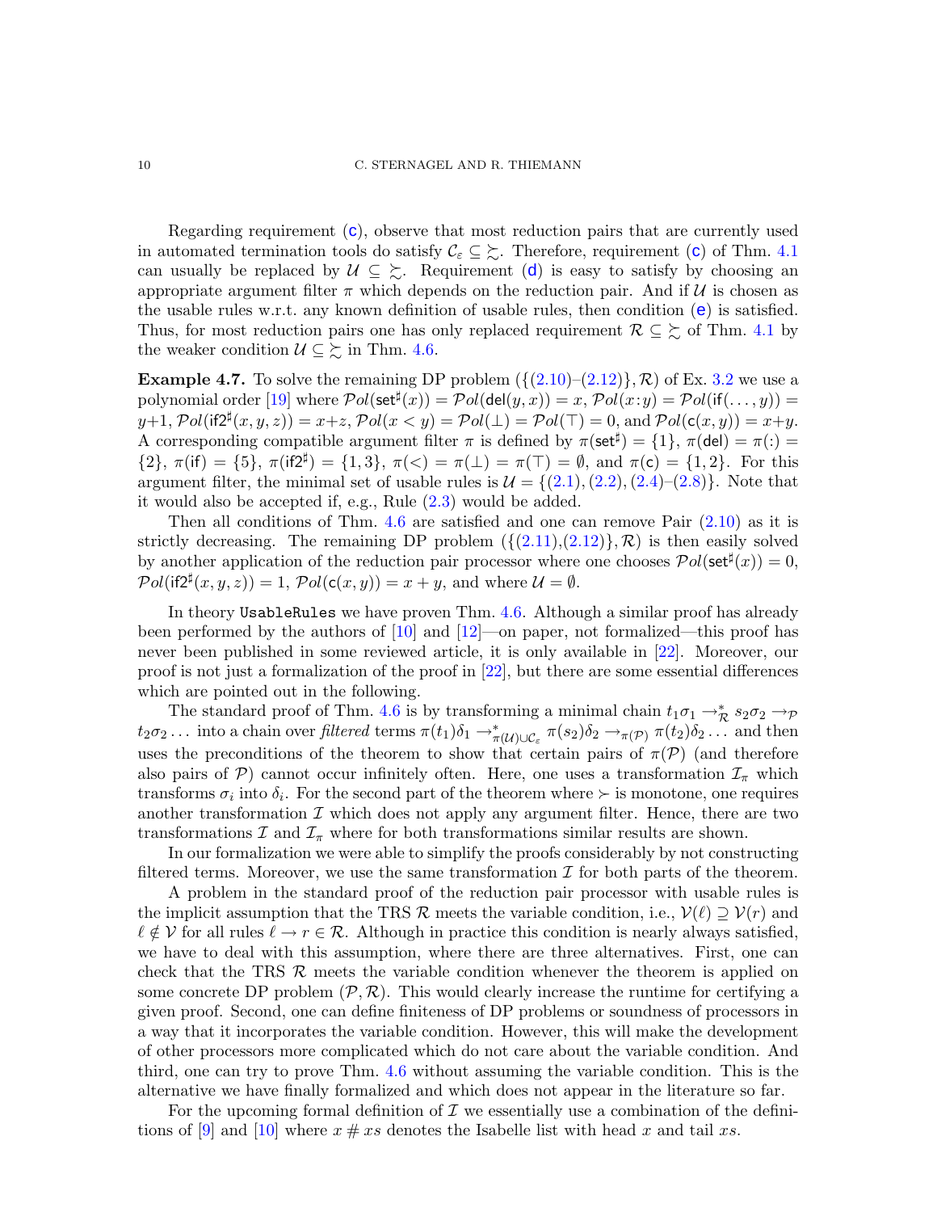Regarding requirement (c), observe that most reduction pairs that are currently used in automated termination tools do satisfy $\mathcal{C}_\varepsilon \subseteq \succsim$. Therefore, requirement (c) of Thm. 4.1 can usually be replaced by $\mathcal{U} \subseteq \succsim$. Requirement (d) is easy to satisfy by choosing an appropriate argument filter $\pi$ which depends on the reduction pair. And if $\mathcal{U}$ is chosen as the usable rules w.r.t. any known definition of usable rules, then condition (e) is satisfied. Thus, for most reduction pairs one has only replaced requirement $\mathcal{R} \subseteq \succsim$ of Thm. 4.1 by the weaker condition $\mathcal{U} \subseteq \succsim$ in Thm. 4.6.

**Example 4.7.** To solve the remaining DP problem $(\{(2.10)–(2.12)\}, \mathcal{R})$ of Ex. 3.2 we use a polynomial order [19] where $\mathcal{P}ol(\mathsf{set}^\sharp(x)) = \mathcal{P}ol(\mathsf{del}(y, x)) = x$, $\mathcal{P}ol(x\!:\!y) = \mathcal{P}ol(\mathsf{if}(\dots, y)) = y{+}1$, $\mathcal{P}ol(\mathsf{if2}^\sharp(x, y, z)) = x{+}z$, $\mathcal{P}ol(x < y) = \mathcal{P}ol(\bot) = \mathcal{P}ol(\top) = 0$, and $\mathcal{P}ol(\mathsf{c}(x, y)) = x{+}y$. A corresponding compatible argument filter $\pi$ is defined by $\pi(\mathsf{set}^\sharp) = \{1\}$, $\pi(\mathsf{del}) = \pi(:) = \{2\}$, $\pi(\mathsf{if}) = \{5\}$, $\pi(\mathsf{if2}^\sharp) = \{1, 3\}$, $\pi(<) = \pi(\bot) = \pi(\top) = \emptyset$, and $\pi(\mathsf{c}) = \{1, 2\}$. For this argument filter, the minimal set of usable rules is $\mathcal{U} = \{(2.1), (2.2), (2.4)–(2.8)\}$. Note that it would also be accepted if, e.g., Rule (2.3) would be added.

Then all conditions of Thm. 4.6 are satisfied and one can remove Pair (2.10) as it is strictly decreasing. The remaining DP problem $(\{(2.11),(2.12)\}, \mathcal{R})$ is then easily solved by another application of the reduction pair processor where one chooses $\mathcal{P}ol(\mathsf{set}^\sharp(x)) = 0$, $\mathcal{P}ol(\mathsf{if2}^\sharp(x, y, z)) = 1$, $\mathcal{P}ol(\mathsf{c}(x, y)) = x + y$, and where $\mathcal{U} = \emptyset$.

In theory `UsableRules` we have proven Thm. 4.6. Although a similar proof has already been performed by the authors of [10] and [12]—on paper, not formalized—this proof has never been published in some reviewed article, it is only available in [22]. Moreover, our proof is not just a formalization of the proof in [22], but there are some essential differences which are pointed out in the following.

The standard proof of Thm. 4.6 is by transforming a minimal chain $t_1\sigma_1 \to^*_\mathcal{R} s_2\sigma_2 \to_\mathcal{P} t_2\sigma_2 \dots$ into a chain over *filtered* terms $\pi(t_1)\delta_1 \to^*_{\pi(\mathcal{U})\cup\mathcal{C}_\varepsilon} \pi(s_2)\delta_2 \to_{\pi(\mathcal{P})} \pi(t_2)\delta_2 \dots$ and then uses the preconditions of the theorem to show that certain pairs of $\pi(\mathcal{P})$ (and therefore also pairs of $\mathcal{P}$) cannot occur infinitely often. Here, one uses a transformation $\mathcal{I}_\pi$ which transforms $\sigma_i$ into $\delta_i$. For the second part of the theorem where $\succ$ is monotone, one requires another transformation $\mathcal{I}$ which does not apply any argument filter. Hence, there are two transformations $\mathcal{I}$ and $\mathcal{I}_\pi$ where for both transformations similar results are shown.

In our formalization we were able to simplify the proofs considerably by not constructing filtered terms. Moreover, we use the same transformation $\mathcal{I}$ for both parts of the theorem.

A problem in the standard proof of the reduction pair processor with usable rules is the implicit assumption that the TRS $\mathcal{R}$ meets the variable condition, i.e., $\mathcal{V}(\ell) \supseteq \mathcal{V}(r)$ and $\ell \notin \mathcal{V}$ for all rules $\ell \to r \in \mathcal{R}$. Although in practice this condition is nearly always satisfied, we have to deal with this assumption, where there are three alternatives. First, one can check that the TRS $\mathcal{R}$ meets the variable condition whenever the theorem is applied on some concrete DP problem $(\mathcal{P}, \mathcal{R})$. This would clearly increase the runtime for certifying a given proof. Second, one can define finiteness of DP problems or soundness of processors in a way that it incorporates the variable condition. However, this will make the development of other processors more complicated which do not care about the variable condition. And third, one can try to prove Thm. 4.6 without assuming the variable condition. This is the alternative we have finally formalized and which does not appear in the literature so far.

For the upcoming formal definition of $\mathcal{I}$ we essentially use a combination of the definitions of [9] and [10] where $x \mathbin{\#} xs$ denotes the Isabelle list with head $x$ and tail $xs$.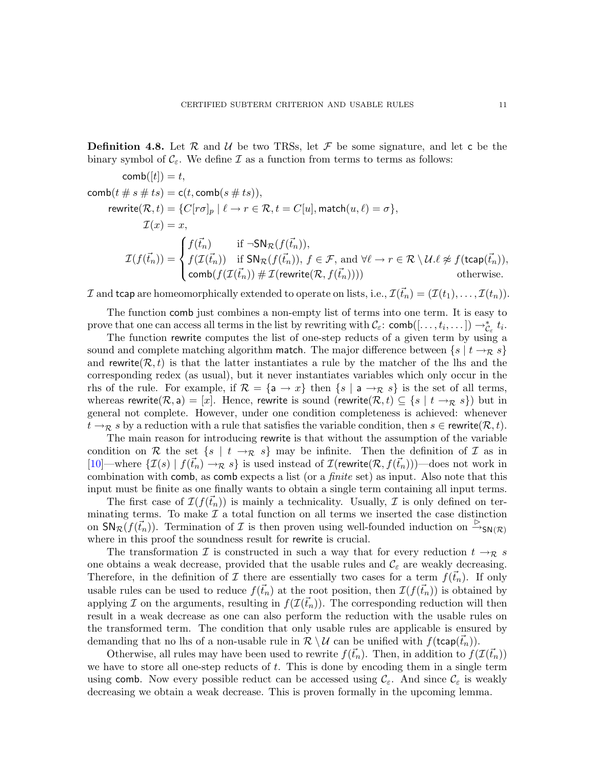**Definition 4.8.** Let $\mathcal{R}$ and $\mathcal{U}$ be two TRSs, let $\mathcal{F}$ be some signature, and let $\mathsf{c}$ be the binary symbol of $\mathcal{C}_\varepsilon$. We define $\mathcal{I}$ as a function from terms to terms as follows:

$$
\begin{aligned}
\mathsf{comb}([t]) &= t,\\
\mathsf{comb}(t \# s \# ts) &= \mathsf{c}(t, \mathsf{comb}(s \# ts)),\\
\mathsf{rewrite}(\mathcal{R}, t) &= \{C[r\sigma]_p \mid \ell \to r \in \mathcal{R}, t = C[u], \mathsf{match}(u, \ell) = \sigma\},\\
\mathcal{I}(x) &= x,\\
\mathcal{I}(f(\vec{t_n})) &= \begin{cases} f(\vec{t_n}) & \text{if } \neg\mathsf{SN}_\mathcal{R}(f(\vec{t_n})),\\ f(\mathcal{I}(\vec{t_n})) & \text{if } \mathsf{SN}_\mathcal{R}(f(\vec{t_n})),\ f \in \mathcal{F}, \text{ and } \forall \ell \to r \in \mathcal{R} \setminus \mathcal{U}.\ell \not\approx f(\mathsf{tcap}(\vec{t_n})),\\ \mathsf{comb}(f(\mathcal{I}(\vec{t_n})) \# \mathcal{I}(\mathsf{rewrite}(\mathcal{R}, f(\vec{t_n})))) & \text{otherwise.}\end{cases}
\end{aligned}
$$

$\mathcal{I}$ and $\mathsf{tcap}$ are homeomorphically extended to operate on lists, i.e., $\mathcal{I}(\vec{t_n}) = (\mathcal{I}(t_1), \ldots, \mathcal{I}(t_n))$.

The function $\mathsf{comb}$ just combines a non-empty list of terms into one term. It is easy to prove that one can access all terms in the list by rewriting with $\mathcal{C}_\varepsilon$: $\mathsf{comb}([\ldots, t_i, \ldots]) \to^*_{\mathcal{C}_\varepsilon} t_i$.

The function $\mathsf{rewrite}$ computes the list of one-step reducts of a given term by using a sound and complete matching algorithm $\mathsf{match}$. The major difference between $\{s \mid t \to_\mathcal{R} s\}$ and $\mathsf{rewrite}(\mathcal{R}, t)$ is that the latter instantiates a rule by the matcher of the lhs and the corresponding redex (as usual), but it never instantiates variables which only occur in the rhs of the rule. For example, if $\mathcal{R} = \{\mathsf{a} \to x\}$ then $\{s \mid \mathsf{a} \to_\mathcal{R} s\}$ is the set of all terms, whereas $\mathsf{rewrite}(\mathcal{R}, \mathsf{a}) = [x]$. Hence, $\mathsf{rewrite}$ is sound ($\mathsf{rewrite}(\mathcal{R}, t) \subseteq \{s \mid t \to_\mathcal{R} s\}$) but in general not complete. However, under one condition completeness is achieved: whenever $t \to_\mathcal{R} s$ by a reduction with a rule that satisfies the variable condition, then $s \in \mathsf{rewrite}(\mathcal{R}, t)$.

The main reason for introducing $\mathsf{rewrite}$ is that without the assumption of the variable condition on $\mathcal{R}$ the set $\{s \mid t \to_\mathcal{R} s\}$ may be infinite. Then the definition of $\mathcal{I}$ as in [10]—where $\{\mathcal{I}(s) \mid f(\vec{t_n}) \to_\mathcal{R} s\}$ is used instead of $\mathcal{I}(\mathsf{rewrite}(\mathcal{R}, f(\vec{t_n})))$—does not work in combination with $\mathsf{comb}$, as $\mathsf{comb}$ expects a list (or a *finite* set) as input. Also note that this input must be finite as one finally wants to obtain a single term containing all input terms.

The first case of $\mathcal{I}(f(\vec{t_n}))$ is mainly a technicality. Usually, $\mathcal{I}$ is only defined on terminating terms. To make $\mathcal{I}$ a total function on all terms we inserted the case distinction on $\mathsf{SN}_\mathcal{R}(f(\vec{t_n}))$. Termination of $\mathcal{I}$ is then proven using well-founded induction on $\overset{\rhd}{\to}_{\mathsf{SN}(\mathcal{R})}$ where in this proof the soundness result for $\mathsf{rewrite}$ is crucial.

The transformation $\mathcal{I}$ is constructed in such a way that for every reduction $t \to_\mathcal{R} s$ one obtains a weak decrease, provided that the usable rules and $\mathcal{C}_\varepsilon$ are weakly decreasing. Therefore, in the definition of $\mathcal{I}$ there are essentially two cases for a term $f(\vec{t_n})$. If only usable rules can be used to reduce $f(\vec{t_n})$ at the root position, then $\mathcal{I}(f(\vec{t_n}))$ is obtained by applying $\mathcal{I}$ on the arguments, resulting in $f(\mathcal{I}(\vec{t_n}))$. The corresponding reduction will then result in a weak decrease as one can also perform the reduction with the usable rules on the transformed term. The condition that only usable rules are applicable is ensured by demanding that no lhs of a non-usable rule in $\mathcal{R} \setminus \mathcal{U}$ can be unified with $f(\mathsf{tcap}(\vec{t_n}))$.

Otherwise, all rules may have been used to rewrite $f(\vec{t_n})$. Then, in addition to $f(\mathcal{I}(\vec{t_n}))$ we have to store all one-step reducts of $t$. This is done by encoding them in a single term using $\mathsf{comb}$. Now every possible reduct can be accessed using $\mathcal{C}_\varepsilon$. And since $\mathcal{C}_\varepsilon$ is weakly decreasing we obtain a weak decrease. This is proven formally in the upcoming lemma.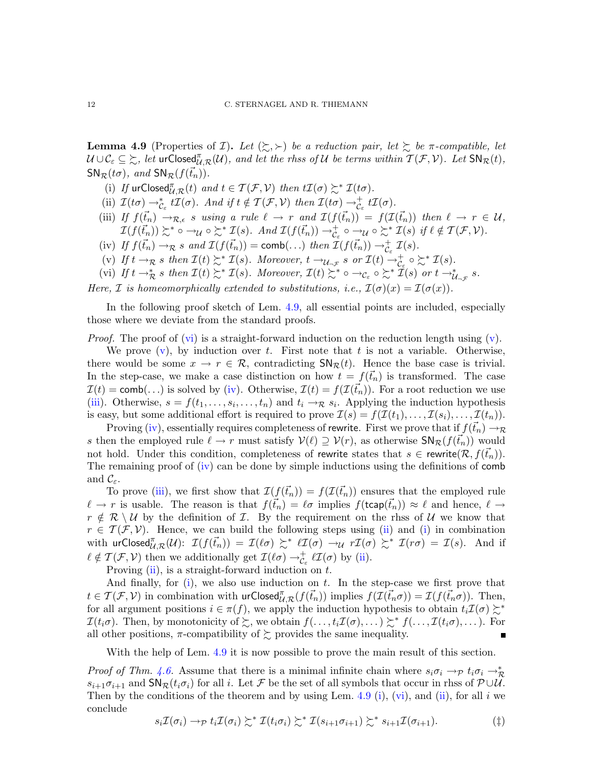**Lemma 4.9** (Properties of $\mathcal{I}$)**.** *Let $(\succsim, \succ)$ be a reduction pair, let $\succsim$ be $\pi$-compatible, let $\mathcal{U} \cup \mathcal{C}_\varepsilon \subseteq \succsim$, let $\mathsf{urClosed}^\pi_{\mathcal{U},\mathcal{R}}(\mathcal{U})$, and let the rhss of $\mathcal{U}$ be terms within $\mathcal{T}(\mathcal{F},\mathcal{V})$. Let $\mathsf{SN}_\mathcal{R}(t)$, $\mathsf{SN}_\mathcal{R}(t\sigma)$, and $\mathsf{SN}_\mathcal{R}(f(\vec{t}_n))$.*

- (i) *If $\mathsf{urClosed}^\pi_{\mathcal{U},\mathcal{R}}(t)$ and $t \in \mathcal{T}(\mathcal{F},\mathcal{V})$ then $t\mathcal{I}(\sigma) \succsim^* \mathcal{I}(t\sigma)$.*
- (ii) *$\mathcal{I}(t\sigma) \to^*_{\mathcal{C}_\varepsilon} t\mathcal{I}(\sigma)$. And if $t \notin \mathcal{T}(\mathcal{F},\mathcal{V})$ then $\mathcal{I}(t\sigma) \to^+_{\mathcal{C}_\varepsilon} t\mathcal{I}(\sigma)$.*
- (iii) *If $f(\vec{t}_n) \to_{\mathcal{R},\epsilon} s$ using a rule $\ell \to r$ and $\mathcal{I}(f(\vec{t}_n)) = f(\mathcal{I}(\vec{t}_n))$ then $\ell \to r \in \mathcal{U}$, $\mathcal{I}(f(\vec{t}_n)) \succsim^* \circ \to_\mathcal{U} \circ \succsim^* \mathcal{I}(s)$. And $\mathcal{I}(f(\vec{t}_n)) \to^+_{\mathcal{C}_\varepsilon} \circ \to_\mathcal{U} \circ \succsim^* \mathcal{I}(s)$ if $\ell \notin \mathcal{T}(\mathcal{F},\mathcal{V})$.*
- (iv) *If $f(\vec{t}_n) \to_\mathcal{R} s$ and $\mathcal{I}(f(\vec{t}_n)) = \mathsf{comb}(\dots)$ then $\mathcal{I}(f(\vec{t}_n)) \to^+_{\mathcal{C}_\varepsilon} \mathcal{I}(s)$.*
- (v) *If $t \to_\mathcal{R} s$ then $\mathcal{I}(t) \succsim^* \mathcal{I}(s)$. Moreover, $t \to_{\mathcal{U}_{\neg\mathcal{F}}} s$ or $\mathcal{I}(t) \to^+_{\mathcal{C}_\varepsilon} \circ \succsim^* \mathcal{I}(s)$.*
- (vi) *If $t \to^*_\mathcal{R} s$ then $\mathcal{I}(t) \succsim^* \mathcal{I}(s)$. Moreover, $\mathcal{I}(t) \succsim^* \circ \to_{\mathcal{C}_\varepsilon} \circ \succsim^* \mathcal{I}(s)$ or $t \to^*_{\mathcal{U}_{\neg\mathcal{F}}} s$.*

*Here, $\mathcal{I}$ is homeomorphically extended to substitutions, i.e., $\mathcal{I}(\sigma)(x) = \mathcal{I}(\sigma(x))$.*

In the following proof sketch of Lem. 4.9, all essential points are included, especially those where we deviate from the standard proofs.

*Proof.* The proof of (vi) is a straight-forward induction on the reduction length using (v).

We prove (v), by induction over $t$. First note that $t$ is not a variable. Otherwise, there would be some $x \to r \in \mathcal{R}$, contradicting $\mathsf{SN}_\mathcal{R}(t)$. Hence the base case is trivial. In the step-case, we make a case distinction on how $t = f(\vec{t}_n)$ is transformed. The case $\mathcal{I}(t) = \mathsf{comb}(\dots)$ is solved by (iv). Otherwise, $\mathcal{I}(t) = f(\mathcal{I}(\vec{t}_n))$. For a root reduction we use (iii). Otherwise, $s = f(t_1, \dots, s_i, \dots, t_n)$ and $t_i \to_\mathcal{R} s_i$. Applying the induction hypothesis is easy, but some additional effort is required to prove $\mathcal{I}(s) = f(\mathcal{I}(t_1), \dots, \mathcal{I}(s_i), \dots, \mathcal{I}(t_n))$.

Proving (iv), essentially requires completeness of $\mathsf{rewrite}$. First we prove that if $f(\vec{t}_n) \to_\mathcal{R} s$ then the employed rule $\ell \to r$ must satisfy $\mathcal{V}(\ell) \supseteq \mathcal{V}(r)$, as otherwise $\mathsf{SN}_\mathcal{R}(f(\vec{t}_n))$ would not hold. Under this condition, completeness of $\mathsf{rewrite}$ states that $s \in \mathsf{rewrite}(\mathcal{R}, f(\vec{t}_n))$. The remaining proof of (iv) can be done by simple inductions using the definitions of $\mathsf{comb}$ and $\mathcal{C}_\varepsilon$.

To prove (iii), we first show that $\mathcal{I}(f(\vec{t}_n)) = f(\mathcal{I}(\vec{t}_n))$ ensures that the employed rule $\ell \to r$ is usable. The reason is that $f(\vec{t}_n) = \ell\sigma$ implies $f(\mathsf{tcap}(\vec{t}_n)) \approx \ell$ and hence, $\ell \to r \notin \mathcal{R} \setminus \mathcal{U}$ by the definition of $\mathcal{I}$. By the requirement on the rhss of $\mathcal{U}$ we know that $r \in \mathcal{T}(\mathcal{F},\mathcal{V})$. Hence, we can build the following steps using (ii) and (i) in combination with $\mathsf{urClosed}^\pi_{\mathcal{U},\mathcal{R}}(\mathcal{U})$: $\mathcal{I}(f(\vec{t}_n)) = \mathcal{I}(\ell\sigma) \succsim^* \ell\mathcal{I}(\sigma) \to_\mathcal{U} r\mathcal{I}(\sigma) \succsim^* \mathcal{I}(r\sigma) = \mathcal{I}(s)$. And if $\ell \notin \mathcal{T}(\mathcal{F},\mathcal{V})$ then we additionally get $\mathcal{I}(\ell\sigma) \to^+_{\mathcal{C}_\varepsilon} \ell\mathcal{I}(\sigma)$ by (ii).

Proving (ii), is a straight-forward induction on $t$.

And finally, for (i), we also use induction on $t$. In the step-case we first prove that $t \in \mathcal{T}(\mathcal{F},\mathcal{V})$ in combination with $\mathsf{urClosed}^\pi_{\mathcal{U},\mathcal{R}}(f(\vec{t}_n))$ implies $f(\mathcal{I}(\vec{t}_n\sigma)) = \mathcal{I}(f(\vec{t}_n\sigma))$. Then, for all argument positions $i \in \pi(f)$, we apply the induction hypothesis to obtain $t_i\mathcal{I}(\sigma) \succsim^* \mathcal{I}(t_i\sigma)$. Then, by monotonicity of $\succsim$, we obtain $f(\dots, t_i\mathcal{I}(\sigma), \dots) \succsim^* f(\dots, \mathcal{I}(t_i\sigma), \dots)$. For all other positions, $\pi$-compatibility of $\succsim$ provides the same inequality. ∎

With the help of Lem. 4.9 it is now possible to prove the main result of this section.

*Proof of Thm. 4.6.* Assume that there is a minimal infinite chain where $s_i\sigma_i \to_\mathcal{P} t_i\sigma_i \to^*_\mathcal{R} s_{i+1}\sigma_{i+1}$ and $\mathsf{SN}_\mathcal{R}(t_i\sigma_i)$ for all $i$. Let $\mathcal{F}$ be the set of all symbols that occur in rhss of $\mathcal{P} \cup \mathcal{U}$. Then by the conditions of the theorem and by using Lem. 4.9 (i), (vi), and (ii), for all $i$ we conclude

$$s_i\mathcal{I}(\sigma_i) \to_\mathcal{P} t_i\mathcal{I}(\sigma_i) \succsim^* \mathcal{I}(t_i\sigma_i) \succsim^* \mathcal{I}(s_{i+1}\sigma_{i+1}) \succsim^* s_{i+1}\mathcal{I}(\sigma_{i+1}). \qquad (\ddagger)$$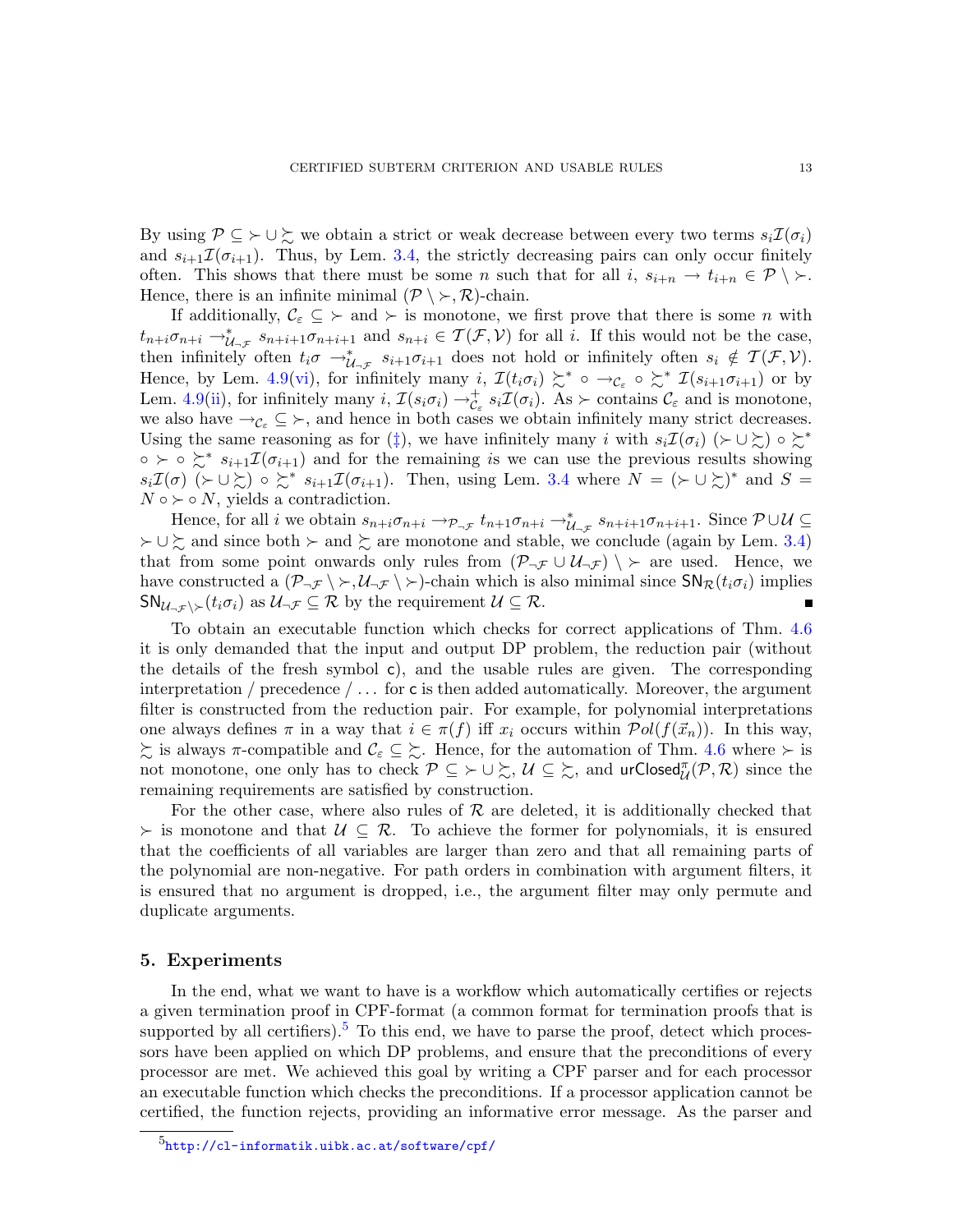By using $\mathcal{P} \subseteq \succ \cup \succsim$ we obtain a strict or weak decrease between every two terms $s_i\mathcal{I}(\sigma_i)$ and $s_{i+1}\mathcal{I}(\sigma_{i+1})$. Thus, by Lem. 3.4, the strictly decreasing pairs can only occur finitely often. This shows that there must be some $n$ such that for all $i$, $s_{i+n} \to t_{i+n} \in \mathcal{P} \setminus \succ$. Hence, there is an infinite minimal $(\mathcal{P} \setminus \succ, \mathcal{R})$-chain.

If additionally, $\mathcal{C}_\varepsilon \subseteq \succ$ and $\succ$ is monotone, we first prove that there is some $n$ with $t_{n+i}\sigma_{n+i} \to^*_{\mathcal{U}_{\neg\mathcal{F}}} s_{n+i+1}\sigma_{n+i+1}$ and $s_{n+i} \in \mathcal{T}(\mathcal{F}, \mathcal{V})$ for all $i$. If this would not be the case, then infinitely often $t_i\sigma \to^*_{\mathcal{U}_{\neg\mathcal{F}}} s_{i+1}\sigma_{i+1}$ does not hold or infinitely often $s_i \notin \mathcal{T}(\mathcal{F}, \mathcal{V})$. Hence, by Lem. 4.9(vi), for infinitely many $i$, $\mathcal{I}(t_i\sigma_i) \succsim^* \circ \to_{\mathcal{C}_\varepsilon} \circ \succsim^* \mathcal{I}(s_{i+1}\sigma_{i+1})$ or by Lem. 4.9(ii), for infinitely many $i$, $\mathcal{I}(s_i\sigma_i) \to^+_{\mathcal{C}_\varepsilon} s_i\mathcal{I}(\sigma_i)$. As $\succ$ contains $\mathcal{C}_\varepsilon$ and is monotone, we also have $\to_{\mathcal{C}_\varepsilon} \subseteq \succ$, and hence in both cases we obtain infinitely many strict decreases. Using the same reasoning as for (‡), we have infinitely many $i$ with $s_i\mathcal{I}(\sigma_i)\ (\succ \cup \succsim) \circ \succsim^* \circ \succ \circ \succsim^*\ s_{i+1}\mathcal{I}(\sigma_{i+1})$ and for the remaining $i$s we can use the previous results showing $s_i\mathcal{I}(\sigma)\ (\succ \cup \succsim) \circ \succsim^*\ s_{i+1}\mathcal{I}(\sigma_{i+1})$. Then, using Lem. 3.4 where $N = (\succ \cup \succsim)^*$ and $S = N \circ \succ \circ N$, yields a contradiction.

Hence, for all $i$ we obtain $s_{n+i}\sigma_{n+i} \to_{\mathcal{P}_{\neg\mathcal{F}}} t_{n+1}\sigma_{n+i} \to^*_{\mathcal{U}_{\neg\mathcal{F}}} s_{n+i+1}\sigma_{n+i+1}$. Since $\mathcal{P} \cup \mathcal{U} \subseteq \succ \cup \succsim$ and since both $\succ$ and $\succsim$ are monotone and stable, we conclude (again by Lem. 3.4) that from some point onwards only rules from $(\mathcal{P}_{\neg\mathcal{F}} \cup \mathcal{U}_{\neg\mathcal{F}}) \setminus \succ$ are used. Hence, we have constructed a $(\mathcal{P}_{\neg\mathcal{F}} \setminus \succ, \mathcal{U}_{\neg\mathcal{F}} \setminus \succ)$-chain which is also minimal since $\mathsf{SN}_{\mathcal{R}}(t_i\sigma_i)$ implies $\mathsf{SN}_{\mathcal{U}_{\neg\mathcal{F}} \setminus \succ}(t_i\sigma_i)$ as $\mathcal{U}_{\neg\mathcal{F}} \subseteq \mathcal{R}$ by the requirement $\mathcal{U} \subseteq \mathcal{R}$. ∎

To obtain an executable function which checks for correct applications of Thm. 4.6 it is only demanded that the input and output DP problem, the reduction pair (without the details of the fresh symbol $\mathsf{c}$), and the usable rules are given. The corresponding interpretation / precedence / ... for $\mathsf{c}$ is then added automatically. Moreover, the argument filter is constructed from the reduction pair. For example, for polynomial interpretations one always defines $\pi$ in a way that $i \in \pi(f)$ iff $x_i$ occurs within $\mathcal{P}ol(f(\vec{x}_n))$. In this way, $\succsim$ is always $\pi$-compatible and $\mathcal{C}_\varepsilon \subseteq \succsim$. Hence, for the automation of Thm. 4.6 where $\succ$ is not monotone, one only has to check $\mathcal{P} \subseteq \succ \cup \succsim$, $\mathcal{U} \subseteq \succsim$, and $\mathsf{urClosed}^\pi_{\mathcal{U}}(\mathcal{P}, \mathcal{R})$ since the remaining requirements are satisfied by construction.

For the other case, where also rules of $\mathcal{R}$ are deleted, it is additionally checked that $\succ$ is monotone and that $\mathcal{U} \subseteq \mathcal{R}$. To achieve the former for polynomials, it is ensured that the coefficients of all variables are larger than zero and that all remaining parts of the polynomial are non-negative. For path orders in combination with argument filters, it is ensured that no argument is dropped, i.e., the argument filter may only permute and duplicate arguments.

## 5. Experiments

In the end, what we want to have is a workflow which automatically certifies or rejects a given termination proof in CPF-format (a common format for termination proofs that is supported by all certifiers).[5] To this end, we have to parse the proof, detect which processors have been applied on which DP problems, and ensure that the preconditions of every processor are met. We achieved this goal by writing a CPF parser and for each processor an executable function which checks the preconditions. If a processor application cannot be certified, the function rejects, providing an informative error message. As the parser and

[5] http://cl-informatik.uibk.ac.at/software/cpf/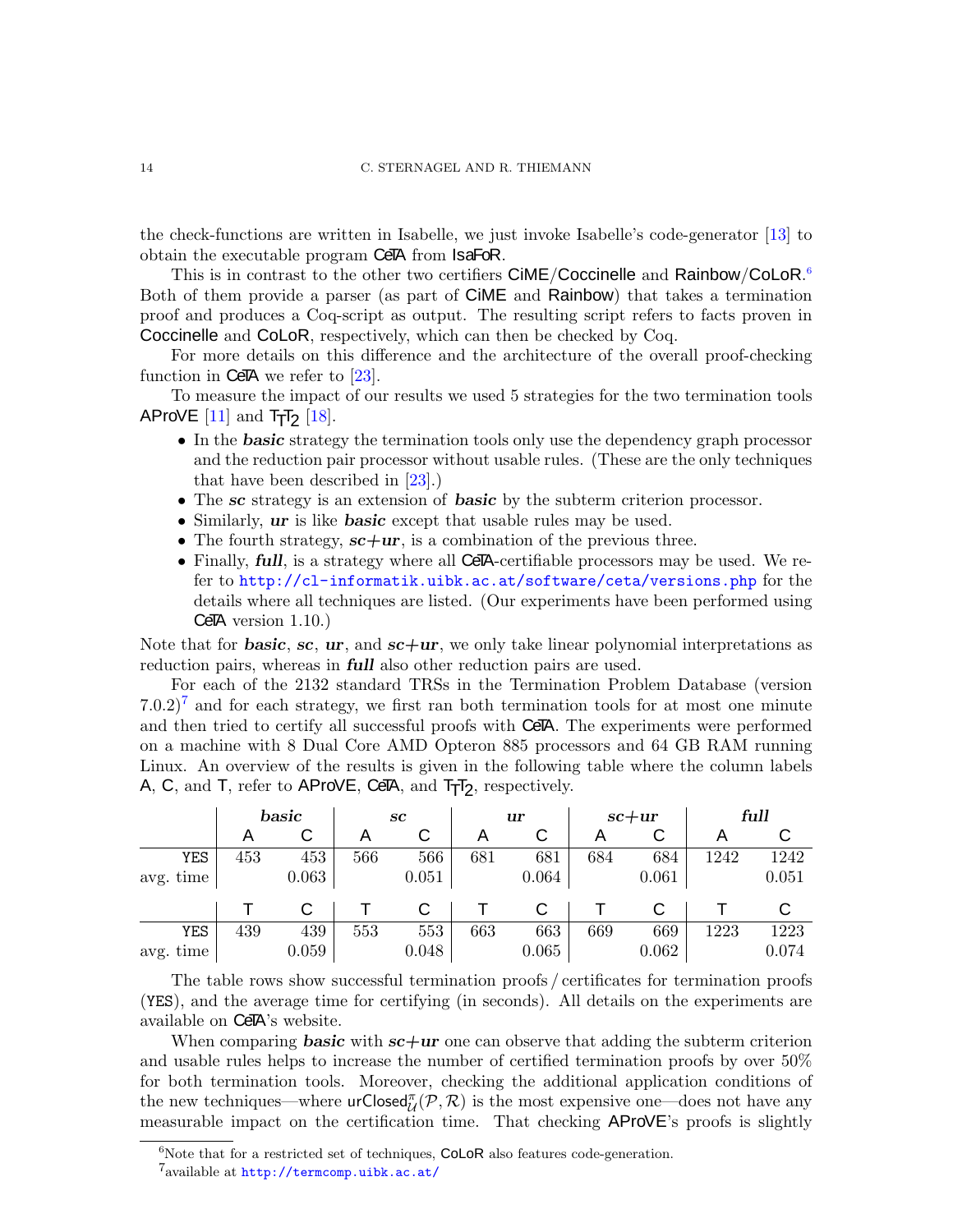the check-functions are written in Isabelle, we just invoke Isabelle's code-generator [13] to obtain the executable program CeTA from IsaFoR.

This is in contrast to the other two certifiers CiME/Coccinelle and Rainbow/CoLoR.[6] Both of them provide a parser (as part of CiME and Rainbow) that takes a termination proof and produces a Coq-script as output. The resulting script refers to facts proven in Coccinelle and CoLoR, respectively, which can then be checked by Coq.

For more details on this difference and the architecture of the overall proof-checking function in CeTA we refer to [23].

To measure the impact of our results we used 5 strategies for the two termination tools AProVE [11] and $\mathsf{T_TT_2}$ [18].

- In the ***basic*** strategy the termination tools only use the dependency graph processor and the reduction pair processor without usable rules. (These are the only techniques that have been described in [23].)
- The ***sc*** strategy is an extension of ***basic*** by the subterm criterion processor.
- Similarly, ***ur*** is like ***basic*** except that usable rules may be used.
- The fourth strategy, ***sc+ur***, is a combination of the previous three.
- Finally, ***full***, is a strategy where all CeTA-certifiable processors may be used. We refer to http://cl-informatik.uibk.ac.at/software/ceta/versions.php for the details where all techniques are listed. (Our experiments have been performed using CeTA version 1.10.)

Note that for ***basic***, ***sc***, ***ur***, and ***sc+ur***, we only take linear polynomial interpretations as reduction pairs, whereas in ***full*** also other reduction pairs are used.

For each of the 2132 standard TRSs in the Termination Problem Database (version 7.0.2)[7] and for each strategy, we first ran both termination tools for at most one minute and then tried to certify all successful proofs with CeTA. The experiments were performed on a machine with 8 Dual Core AMD Opteron 885 processors and 64 GB RAM running Linux. An overview of the results is given in the following table where the column labels A, C, and T, refer to AProVE, CeTA, and $\mathsf{T_TT_2}$, respectively.

| | ***basic*** | | ***sc*** | | ***ur*** | | ***sc+ur*** | | ***full*** | |
|---|---|---|---|---|---|---|---|---|---|---|
| | A | C | A | C | A | C | A | C | A | C |
| YES | 453 | 453 | 566 | 566 | 681 | 681 | 684 | 684 | 1242 | 1242 |
| avg. time | | 0.063 | | 0.051 | | 0.064 | | 0.061 | | 0.051 |
| | T | C | T | C | T | C | T | C | T | C |
| YES | 439 | 439 | 553 | 553 | 663 | 663 | 669 | 669 | 1223 | 1223 |
| avg. time | | 0.059 | | 0.048 | | 0.065 | | 0.062 | | 0.074 |

The table rows show successful termination proofs / certificates for termination proofs (YES), and the average time for certifying (in seconds). All details on the experiments are available on CeTA's website.

When comparing ***basic*** with ***sc+ur*** one can observe that adding the subterm criterion and usable rules helps to increase the number of certified termination proofs by over 50% for both termination tools. Moreover, checking the additional application conditions of the new techniques—where $\mathsf{urClosed}^{\pi}_{\mathcal{U}}(\mathcal{P},\mathcal{R})$ is the most expensive one—does not have any measurable impact on the certification time. That checking AProVE's proofs is slightly

[6]Note that for a restricted set of techniques, CoLoR also features code-generation.

[7]available at http://termcomp.uibk.ac.at/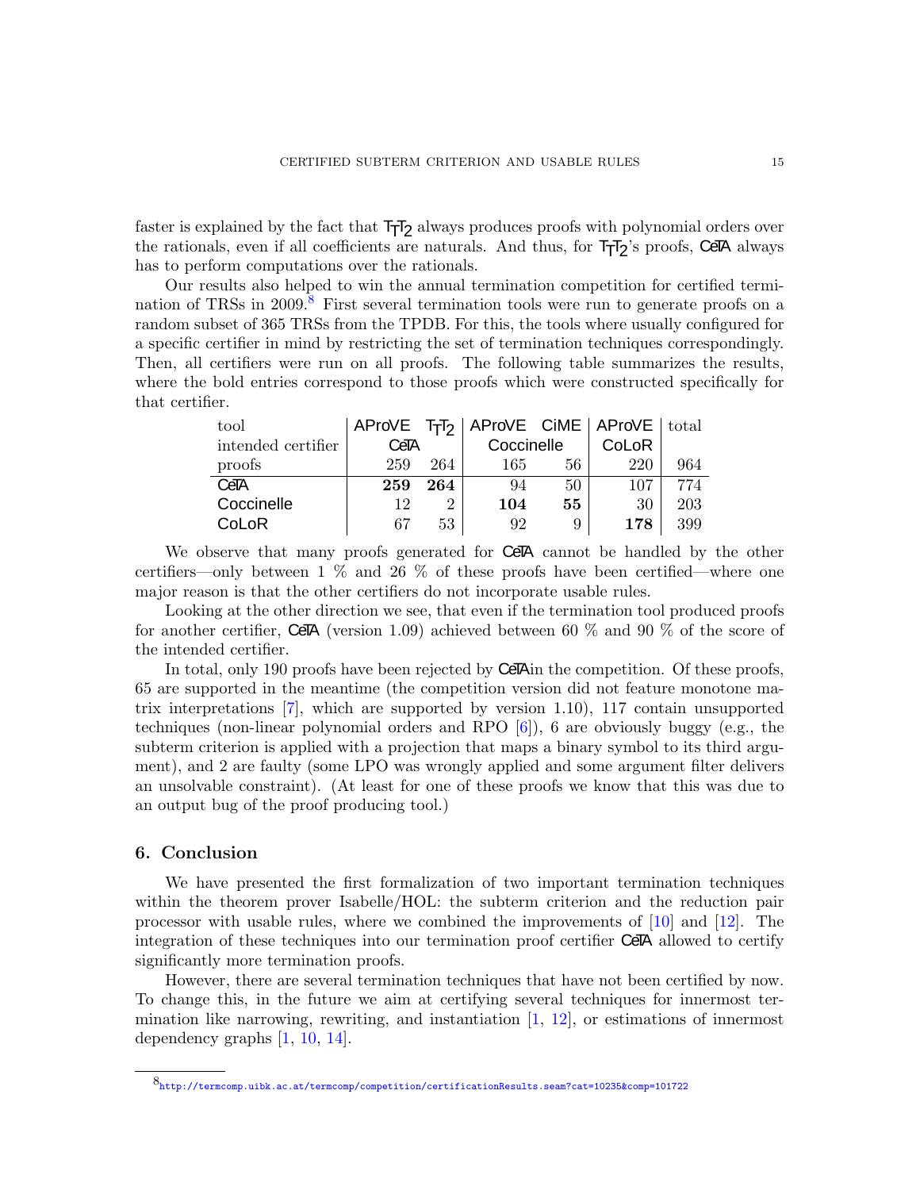faster is explained by the fact that $\mathsf{T_TT_2}$ always produces proofs with polynomial orders over the rationals, even if all coefficients are naturals. And thus, for $\mathsf{T_TT_2}$'s proofs, CeTA always has to perform computations over the rationals.

Our results also helped to win the annual termination competition for certified termination of TRSs in 2009.[8] First several termination tools were run to generate proofs on a random subset of 365 TRSs from the TPDB. For this, the tools where usually configured for a specific certifier in mind by restricting the set of termination techniques correspondingly. Then, all certifiers were run on all proofs. The following table summarizes the results, where the bold entries correspond to those proofs which were constructed specifically for that certifier.

| tool | AProVE | $\mathsf{T_TT_2}$ | AProVE | CiME | AProVE | total |
|---|---|---|---|---|---|---|
| intended certifier | CeTA | | Coccinelle | | CoLoR | |
| proofs | 259 | 264 | 165 | 56 | 220 | 964 |
| CeTA | **259** | **264** | 94 | 50 | 107 | 774 |
| Coccinelle | 12 | 2 | **104** | **55** | 30 | 203 |
| CoLoR | 67 | 53 | 92 | 9 | **178** | 399 |

We observe that many proofs generated for CeTA cannot be handled by the other certifiers—only between 1 % and 26 % of these proofs have been certified—where one major reason is that the other certifiers do not incorporate usable rules.

Looking at the other direction we see, that even if the termination tool produced proofs for another certifier, CeTA (version 1.09) achieved between 60 % and 90 % of the score of the intended certifier.

In total, only 190 proofs have been rejected by CeTAin the competition. Of these proofs, 65 are supported in the meantime (the competition version did not feature monotone matrix interpretations [7], which are supported by version 1.10), 117 contain unsupported techniques (non-linear polynomial orders and RPO [6]), 6 are obviously buggy (e.g., the subterm criterion is applied with a projection that maps a binary symbol to its third argument), and 2 are faulty (some LPO was wrongly applied and some argument filter delivers an unsolvable constraint). (At least for one of these proofs we know that this was due to an output bug of the proof producing tool.)

## 6. Conclusion

We have presented the first formalization of two important termination techniques within the theorem prover Isabelle/HOL: the subterm criterion and the reduction pair processor with usable rules, where we combined the improvements of [10] and [12]. The integration of these techniques into our termination proof certifier CeTA allowed to certify significantly more termination proofs.

However, there are several termination techniques that have not been certified by now. To change this, in the future we aim at certifying several techniques for innermost termination like narrowing, rewriting, and instantiation [1, 12], or estimations of innermost dependency graphs [1, 10, 14].

---

[8] http://termcomp.uibk.ac.at/termcomp/competition/certificationResults.seam?cat=10235&comp=101722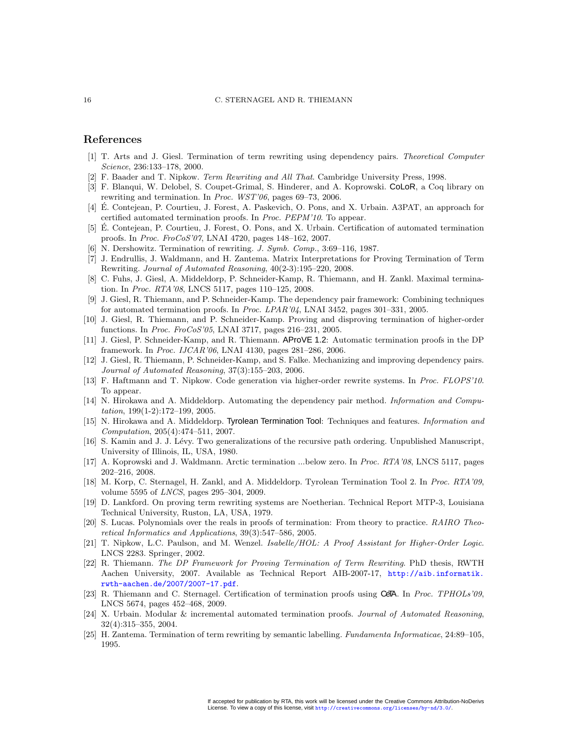## References

[1] T. Arts and J. Giesl. Termination of term rewriting using dependency pairs. *Theoretical Computer Science*, 236:133–178, 2000.

[2] F. Baader and T. Nipkow. *Term Rewriting and All That*. Cambridge University Press, 1998.

[3] F. Blanqui, W. Delobel, S. Coupet-Grimal, S. Hinderer, and A. Koprowski. CoLoR, a Coq library on rewriting and termination. In *Proc. WST'06*, pages 69–73, 2006.

[4] É. Contejean, P. Courtieu, J. Forest, A. Paskevich, O. Pons, and X. Urbain. A3PAT, an approach for certified automated termination proofs. In *Proc. PEPM'10*. To appear.

[5] É. Contejean, P. Courtieu, J. Forest, O. Pons, and X. Urbain. Certification of automated termination proofs. In *Proc. FroCoS'07*, LNAI 4720, pages 148–162, 2007.

[6] N. Dershowitz. Termination of rewriting. *J. Symb. Comp.*, 3:69–116, 1987.

[7] J. Endrullis, J. Waldmann, and H. Zantema. Matrix Interpretations for Proving Termination of Term Rewriting. *Journal of Automated Reasoning*, 40(2-3):195–220, 2008.

[8] C. Fuhs, J. Giesl, A. Middeldorp, P. Schneider-Kamp, R. Thiemann, and H. Zankl. Maximal termination. In *Proc. RTA'08*, LNCS 5117, pages 110–125, 2008.

[9] J. Giesl, R. Thiemann, and P. Schneider-Kamp. The dependency pair framework: Combining techniques for automated termination proofs. In *Proc. LPAR'04*, LNAI 3452, pages 301–331, 2005.

[10] J. Giesl, R. Thiemann, and P. Schneider-Kamp. Proving and disproving termination of higher-order functions. In *Proc. FroCoS'05*, LNAI 3717, pages 216–231, 2005.

[11] J. Giesl, P. Schneider-Kamp, and R. Thiemann. AProVE 1.2: Automatic termination proofs in the DP framework. In *Proc. IJCAR'06*, LNAI 4130, pages 281–286, 2006.

[12] J. Giesl, R. Thiemann, P. Schneider-Kamp, and S. Falke. Mechanizing and improving dependency pairs. *Journal of Automated Reasoning*, 37(3):155–203, 2006.

[13] F. Haftmann and T. Nipkow. Code generation via higher-order rewrite systems. In *Proc. FLOPS'10*. To appear.

[14] N. Hirokawa and A. Middeldorp. Automating the dependency pair method. *Information and Computation*, 199(1-2):172–199, 2005.

[15] N. Hirokawa and A. Middeldorp. Tyrolean Termination Tool: Techniques and features. *Information and Computation*, 205(4):474–511, 2007.

[16] S. Kamin and J. J. Lévy. Two generalizations of the recursive path ordering. Unpublished Manuscript, University of Illinois, IL, USA, 1980.

[17] A. Koprowski and J. Waldmann. Arctic termination ...below zero. In *Proc. RTA'08*, LNCS 5117, pages 202–216, 2008.

[18] M. Korp, C. Sternagel, H. Zankl, and A. Middeldorp. Tyrolean Termination Tool 2. In *Proc. RTA'09*, volume 5595 of *LNCS*, pages 295–304, 2009.

[19] D. Lankford. On proving term rewriting systems are Noetherian. Technical Report MTP-3, Louisiana Technical University, Ruston, LA, USA, 1979.

[20] S. Lucas. Polynomials over the reals in proofs of termination: From theory to practice. *RAIRO Theoretical Informatics and Applications*, 39(3):547–586, 2005.

[21] T. Nipkow, L.C. Paulson, and M. Wenzel. *Isabelle/HOL: A Proof Assistant for Higher-Order Logic*. LNCS 2283. Springer, 2002.

[22] R. Thiemann. *The DP Framework for Proving Termination of Term Rewriting*. PhD thesis, RWTH Aachen University, 2007. Available as Technical Report AIB-2007-17, http://aib.informatik.rwth-aachen.de/2007/2007-17.pdf.

[23] R. Thiemann and C. Sternagel. Certification of termination proofs using CeTA. In *Proc. TPHOLs'09*, LNCS 5674, pages 452–468, 2009.

[24] X. Urbain. Modular & incremental automated termination proofs. *Journal of Automated Reasoning*, 32(4):315–355, 2004.

[25] H. Zantema. Termination of term rewriting by semantic labelling. *Fundamenta Informaticae*, 24:89–105, 1995.

If accepted for publication by RTA, this work will be licensed under the Creative Commons Attribution-NoDerivs License. To view a copy of this license, visit http://creativecommons.org/licenses/by-nd/3.0/.